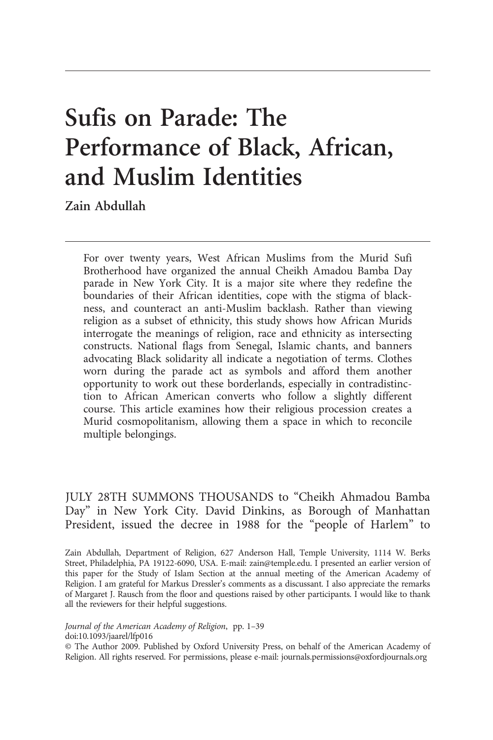# Sufis on Parade: The Performance of Black, African, and Muslim Identities

**Zain Abdullah**

For over twenty years, West African Muslims from the Murid Sufi Brotherhood have organized the annual Cheikh Amadou Bamba Day parade in New York City. It is a major site where they redefine the boundaries of their African identities, cope with the stigma of blackness, and counteract an anti-Muslim backlash. Rather than viewing religion as a subset of ethnicity, this study shows how African Murids interrogate the meanings of religion, race and ethnicity as intersecting constructs. National flags from Senegal, Islamic chants, and banners advocating Black solidarity all indicate a negotiation of terms. Clothes worn during the parade act as symbols and afford them another opportunity to work out these borderlands, especially in contradistinction to African American converts who follow a slightly different course. This article examines how their religious procession creates a Murid cosmopolitanism, allowing them a space in which to reconcile multiple belongings.

JULY 28TH SUMMONS THOUSANDS to "Cheikh Ahmadou Bamba Day" in New York City. David Dinkins, as Borough of Manhattan President, issued the decree in 1988 for the "people of Harlem" to

Zain Abdullah, Department of Religion, 627 Anderson Hall, Temple University, 1114 W. Berks Street, Philadelphia, PA 19122-6090, USA. E-mail: zain@temple.edu. I presented an earlier version of this paper for the Study of Islam Section at the annual meeting of the American Academy of Religion. I am grateful for Markus Dressler's comments as a discussant. I also appreciate the remarks of Margaret J. Rausch from the floor and questions raised by other participants. I would like to thank all the reviewers for their helpful suggestions.

*Journal of the American Academy of Religion*, pp. 1–39
doi:10.1093/jaarel/lfp016
© The Author 2009. Published by Oxford University Press, on behalf of the American Academy of Religion. All rights reserved. For permissions, please e-mail: journals.permissions@oxfordjournals.org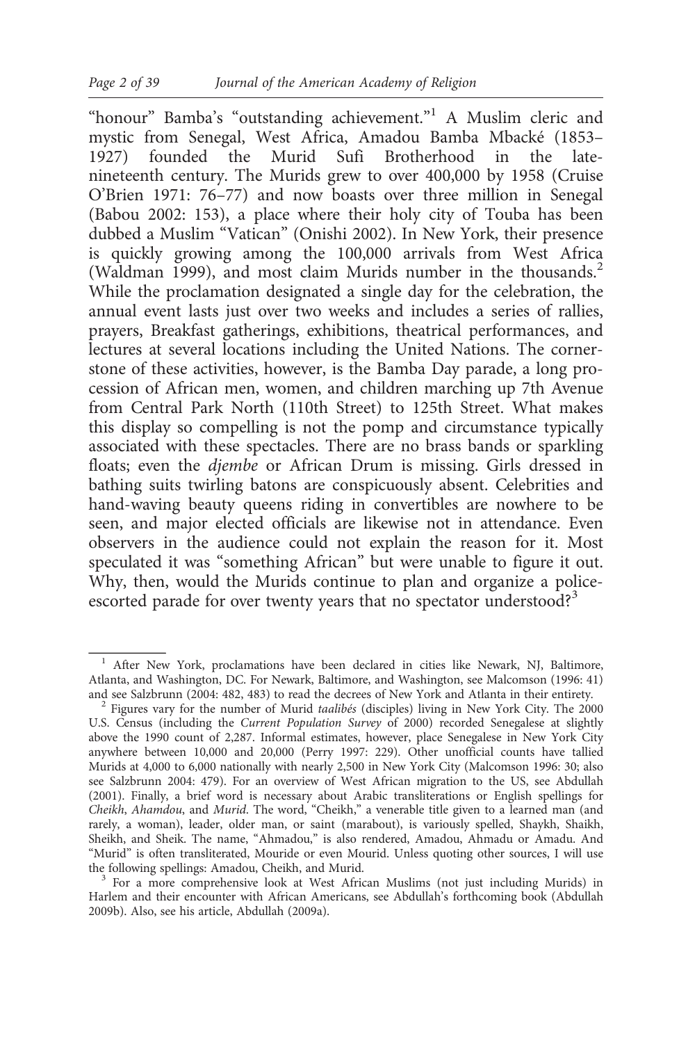"honour" Bamba's "outstanding achievement."[1] A Muslim cleric and mystic from Senegal, West Africa, Amadou Bamba Mbacké (1853–1927) founded the Murid Sufi Brotherhood in the late-nineteenth century. The Murids grew to over 400,000 by 1958 (Cruise O'Brien 1971: 76–77) and now boasts over three million in Senegal (Babou 2002: 153), a place where their holy city of Touba has been dubbed a Muslim "Vatican" (Onishi 2002). In New York, their presence is quickly growing among the 100,000 arrivals from West Africa (Waldman 1999), and most claim Murids number in the thousands.[2] While the proclamation designated a single day for the celebration, the annual event lasts just over two weeks and includes a series of rallies, prayers, Breakfast gatherings, exhibitions, theatrical performances, and lectures at several locations including the United Nations. The cornerstone of these activities, however, is the Bamba Day parade, a long procession of African men, women, and children marching up 7th Avenue from Central Park North (110th Street) to 125th Street. What makes this display so compelling is not the pomp and circumstance typically associated with these spectacles. There are no brass bands or sparkling floats; even the *djembe* or African Drum is missing. Girls dressed in bathing suits twirling batons are conspicuously absent. Celebrities and hand-waving beauty queens riding in convertibles are nowhere to be seen, and major elected officials are likewise not in attendance. Even observers in the audience could not explain the reason for it. Most speculated it was "something African" but were unable to figure it out. Why, then, would the Murids continue to plan and organize a police-escorted parade for over twenty years that no spectator understood?[3]

[1] After New York, proclamations have been declared in cities like Newark, NJ, Baltimore, Atlanta, and Washington, DC. For Newark, Baltimore, and Washington, see Malcomson (1996: 41) and see Salzbrunn (2004: 482, 483) to read the decrees of New York and Atlanta in their entirety.

[2] Figures vary for the number of Murid *taalibés* (disciples) living in New York City. The 2000 U.S. Census (including the *Current Population Survey* of 2000) recorded Senegalese at slightly above the 1990 count of 2,287. Informal estimates, however, place Senegalese in New York City anywhere between 10,000 and 20,000 (Perry 1997: 229). Other unofficial counts have tallied Murids at 4,000 to 6,000 nationally with nearly 2,500 in New York City (Malcomson 1996: 30; also see Salzbrunn 2004: 479). For an overview of West African migration to the US, see Abdullah (2001). Finally, a brief word is necessary about Arabic transliterations or English spellings for *Cheikh*, *Ahamdou*, and *Murid*. The word, "Cheikh," a venerable title given to a learned man (and rarely, a woman), leader, older man, or saint (marabout), is variously spelled, Shaykh, Shaikh, Sheikh, and Sheik. The name, "Ahmadou," is also rendered, Amadou, Ahmadu or Amadu. And "Murid" is often transliterated, Mouride or even Mourid. Unless quoting other sources, I will use the following spellings: Amadou, Cheikh, and Murid.

[3] For a more comprehensive look at West African Muslims (not just including Murids) in Harlem and their encounter with African Americans, see Abdullah's forthcoming book (Abdullah 2009b). Also, see his article, Abdullah (2009a).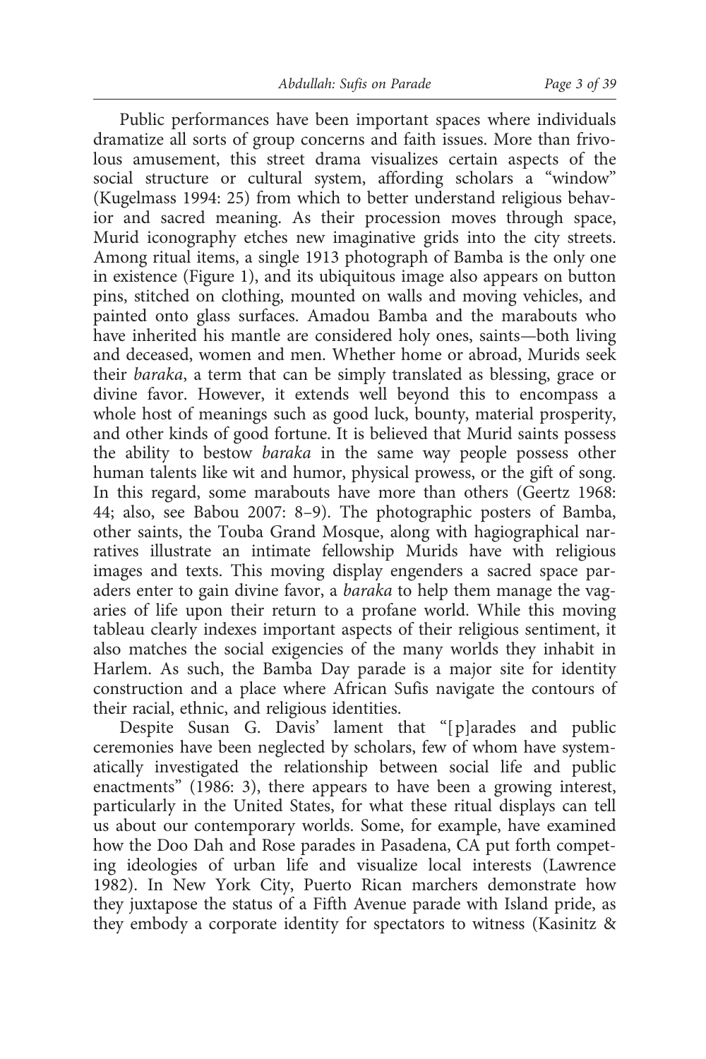Public performances have been important spaces where individuals dramatize all sorts of group concerns and faith issues. More than frivolous amusement, this street drama visualizes certain aspects of the social structure or cultural system, affording scholars a "window" (Kugelmass 1994: 25) from which to better understand religious behavior and sacred meaning. As their procession moves through space, Murid iconography etches new imaginative grids into the city streets. Among ritual items, a single 1913 photograph of Bamba is the only one in existence (Figure 1), and its ubiquitous image also appears on button pins, stitched on clothing, mounted on walls and moving vehicles, and painted onto glass surfaces. Amadou Bamba and the marabouts who have inherited his mantle are considered holy ones, saints—both living and deceased, women and men. Whether home or abroad, Murids seek their *baraka*, a term that can be simply translated as blessing, grace or divine favor. However, it extends well beyond this to encompass a whole host of meanings such as good luck, bounty, material prosperity, and other kinds of good fortune. It is believed that Murid saints possess the ability to bestow *baraka* in the same way people possess other human talents like wit and humor, physical prowess, or the gift of song. In this regard, some marabouts have more than others (Geertz 1968: 44; also, see Babou 2007: 8–9). The photographic posters of Bamba, other saints, the Touba Grand Mosque, along with hagiographical narratives illustrate an intimate fellowship Murids have with religious images and texts. This moving display engenders a sacred space paraders enter to gain divine favor, a *baraka* to help them manage the vagaries of life upon their return to a profane world. While this moving tableau clearly indexes important aspects of their religious sentiment, it also matches the social exigencies of the many worlds they inhabit in Harlem. As such, the Bamba Day parade is a major site for identity construction and a place where African Sufis navigate the contours of their racial, ethnic, and religious identities.

Despite Susan G. Davis' lament that "[p]arades and public ceremonies have been neglected by scholars, few of whom have systematically investigated the relationship between social life and public enactments" (1986: 3), there appears to have been a growing interest, particularly in the United States, for what these ritual displays can tell us about our contemporary worlds. Some, for example, have examined how the Doo Dah and Rose parades in Pasadena, CA put forth competing ideologies of urban life and visualize local interests (Lawrence 1982). In New York City, Puerto Rican marchers demonstrate how they juxtapose the status of a Fifth Avenue parade with Island pride, as they embody a corporate identity for spectators to witness (Kasinitz &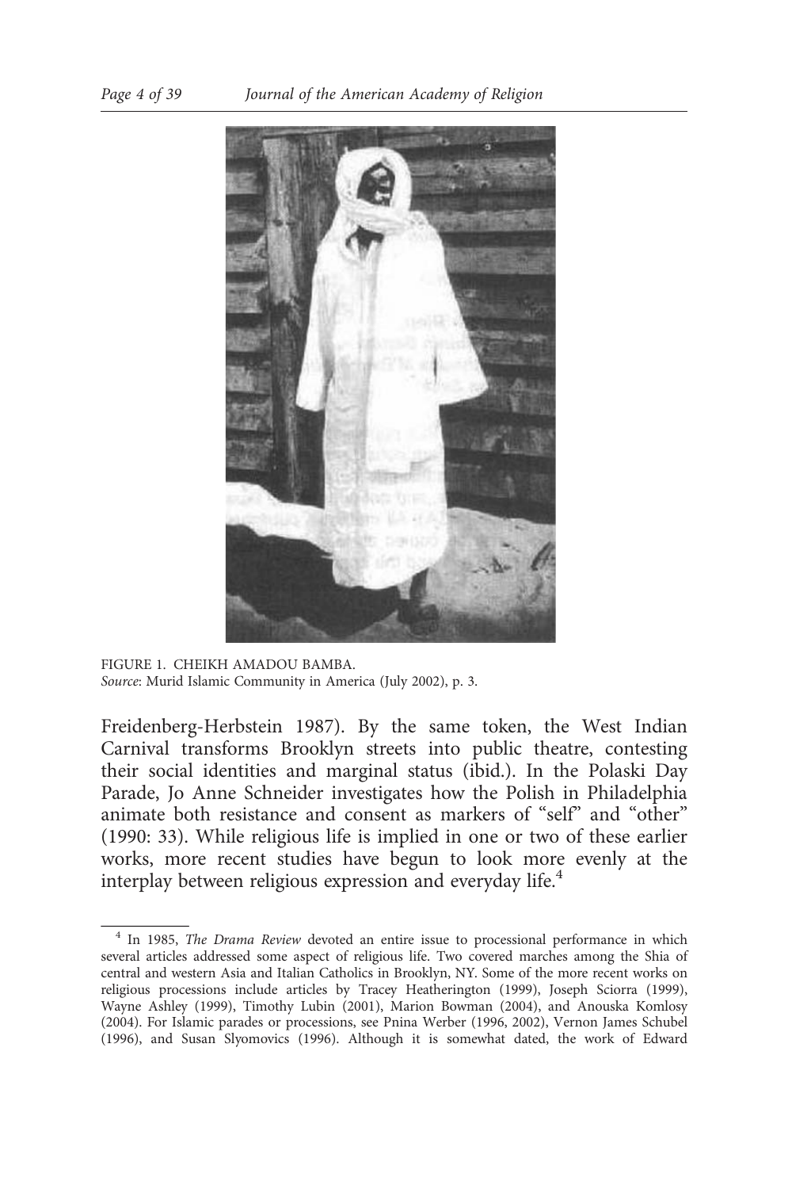FIGURE 1. CHEIKH AMADOU BAMBA.
*Source*: Murid Islamic Community in America (July 2002), p. 3.

Freidenberg-Herbstein 1987). By the same token, the West Indian Carnival transforms Brooklyn streets into public theatre, contesting their social identities and marginal status (ibid.). In the Polaski Day Parade, Jo Anne Schneider investigates how the Polish in Philadelphia animate both resistance and consent as markers of "self" and "other" (1990: 33). While religious life is implied in one or two of these earlier works, more recent studies have begun to look more evenly at the interplay between religious expression and everyday life.[4]

[4] In 1985, *The Drama Review* devoted an entire issue to processional performance in which several articles addressed some aspect of religious life. Two covered marches among the Shia of central and western Asia and Italian Catholics in Brooklyn, NY. Some of the more recent works on religious processions include articles by Tracey Heatherington (1999), Joseph Sciorra (1999), Wayne Ashley (1999), Timothy Lubin (2001), Marion Bowman (2004), and Anouska Komlosy (2004). For Islamic parades or processions, see Pnina Werber (1996, 2002), Vernon James Schubel (1996), and Susan Slyomovics (1996). Although it is somewhat dated, the work of Edward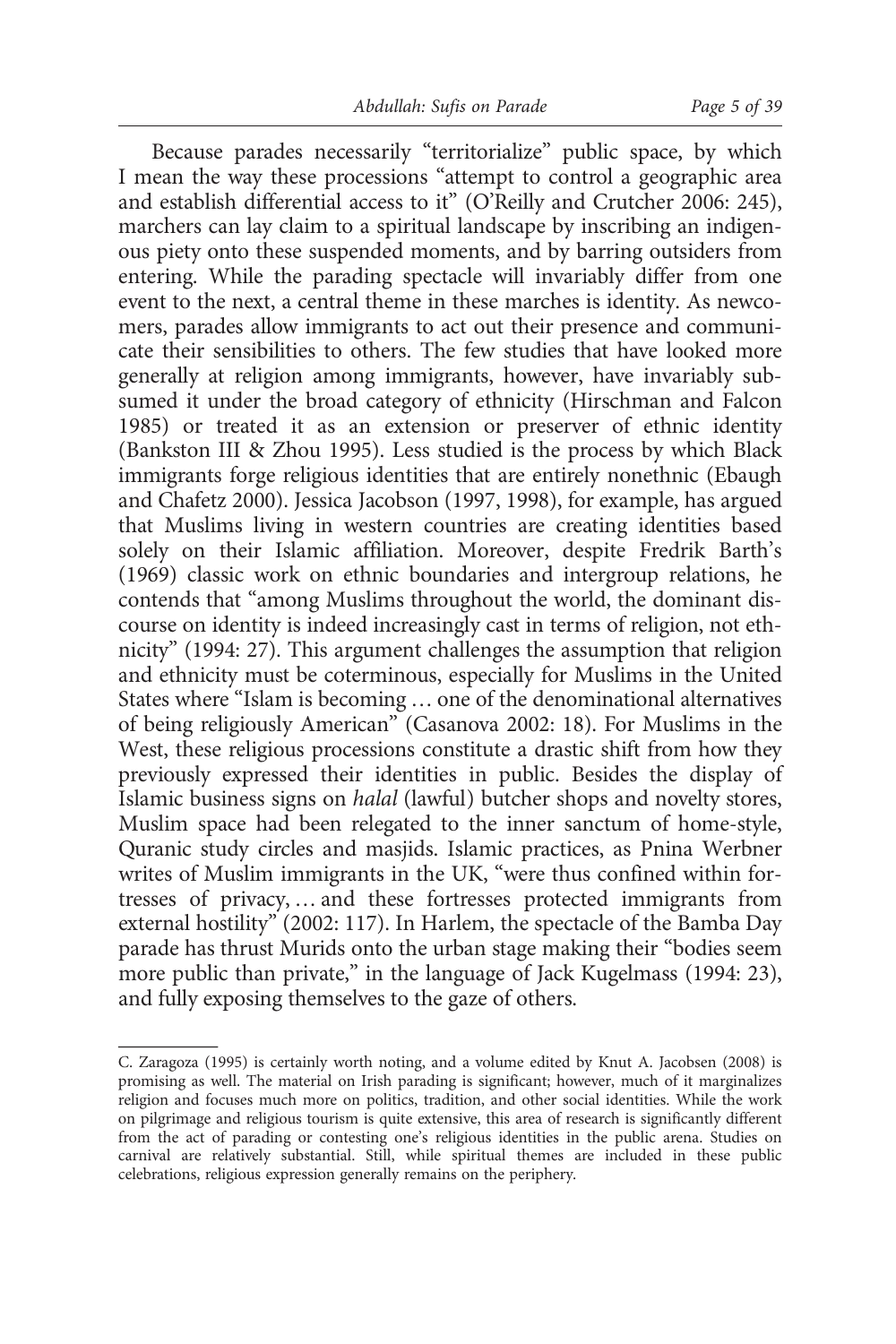Because parades necessarily "territorialize" public space, by which I mean the way these processions "attempt to control a geographic area and establish differential access to it" (O'Reilly and Crutcher 2006: 245), marchers can lay claim to a spiritual landscape by inscribing an indigenous piety onto these suspended moments, and by barring outsiders from entering. While the parading spectacle will invariably differ from one event to the next, a central theme in these marches is identity. As newcomers, parades allow immigrants to act out their presence and communicate their sensibilities to others. The few studies that have looked more generally at religion among immigrants, however, have invariably subsumed it under the broad category of ethnicity (Hirschman and Falcon 1985) or treated it as an extension or preserver of ethnic identity (Bankston III & Zhou 1995). Less studied is the process by which Black immigrants forge religious identities that are entirely nonethnic (Ebaugh and Chafetz 2000). Jessica Jacobson (1997, 1998), for example, has argued that Muslims living in western countries are creating identities based solely on their Islamic affiliation. Moreover, despite Fredrik Barth's (1969) classic work on ethnic boundaries and intergroup relations, he contends that "among Muslims throughout the world, the dominant discourse on identity is indeed increasingly cast in terms of religion, not ethnicity" (1994: 27). This argument challenges the assumption that religion and ethnicity must be coterminous, especially for Muslims in the United States where "Islam is becoming … one of the denominational alternatives of being religiously American" (Casanova 2002: 18). For Muslims in the West, these religious processions constitute a drastic shift from how they previously expressed their identities in public. Besides the display of Islamic business signs on *halal* (lawful) butcher shops and novelty stores, Muslim space had been relegated to the inner sanctum of home-style, Quranic study circles and masjids. Islamic practices, as Pnina Werbner writes of Muslim immigrants in the UK, "were thus confined within fortresses of privacy, … and these fortresses protected immigrants from external hostility" (2002: 117). In Harlem, the spectacle of the Bamba Day parade has thrust Murids onto the urban stage making their "bodies seem more public than private," in the language of Jack Kugelmass (1994: 23), and fully exposing themselves to the gaze of others.

---

C. Zaragoza (1995) is certainly worth noting, and a volume edited by Knut A. Jacobsen (2008) is promising as well. The material on Irish parading is significant; however, much of it marginalizes religion and focuses much more on politics, tradition, and other social identities. While the work on pilgrimage and religious tourism is quite extensive, this area of research is significantly different from the act of parading or contesting one's religious identities in the public arena. Studies on carnival are relatively substantial. Still, while spiritual themes are included in these public celebrations, religious expression generally remains on the periphery.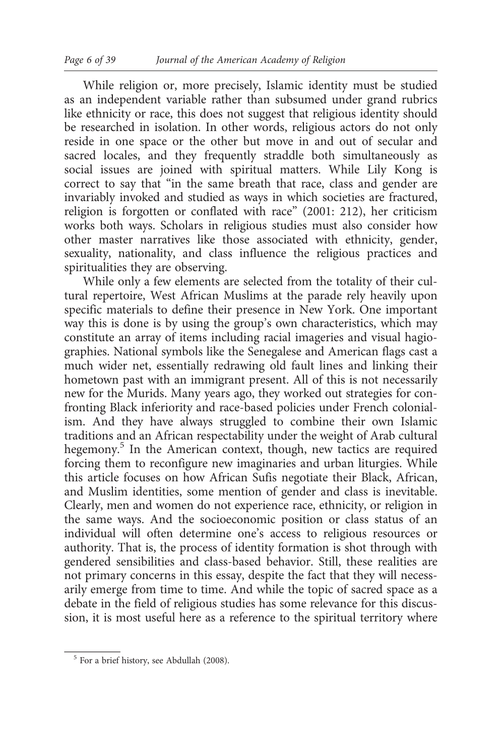While religion or, more precisely, Islamic identity must be studied as an independent variable rather than subsumed under grand rubrics like ethnicity or race, this does not suggest that religious identity should be researched in isolation. In other words, religious actors do not only reside in one space or the other but move in and out of secular and sacred locales, and they frequently straddle both simultaneously as social issues are joined with spiritual matters. While Lily Kong is correct to say that "in the same breath that race, class and gender are invariably invoked and studied as ways in which societies are fractured, religion is forgotten or conflated with race" (2001: 212), her criticism works both ways. Scholars in religious studies must also consider how other master narratives like those associated with ethnicity, gender, sexuality, nationality, and class influence the religious practices and spiritualities they are observing.

While only a few elements are selected from the totality of their cultural repertoire, West African Muslims at the parade rely heavily upon specific materials to define their presence in New York. One important way this is done is by using the group's own characteristics, which may constitute an array of items including racial imageries and visual hagiographies. National symbols like the Senegalese and American flags cast a much wider net, essentially redrawing old fault lines and linking their hometown past with an immigrant present. All of this is not necessarily new for the Murids. Many years ago, they worked out strategies for confronting Black inferiority and race-based policies under French colonialism. And they have always struggled to combine their own Islamic traditions and an African respectability under the weight of Arab cultural hegemony.[5] In the American context, though, new tactics are required forcing them to reconfigure new imaginaries and urban liturgies. While this article focuses on how African Sufis negotiate their Black, African, and Muslim identities, some mention of gender and class is inevitable. Clearly, men and women do not experience race, ethnicity, or religion in the same ways. And the socioeconomic position or class status of an individual will often determine one's access to religious resources or authority. That is, the process of identity formation is shot through with gendered sensibilities and class-based behavior. Still, these realities are not primary concerns in this essay, despite the fact that they will necessarily emerge from time to time. And while the topic of sacred space as a debate in the field of religious studies has some relevance for this discussion, it is most useful here as a reference to the spiritual territory where

[5] For a brief history, see Abdullah (2008).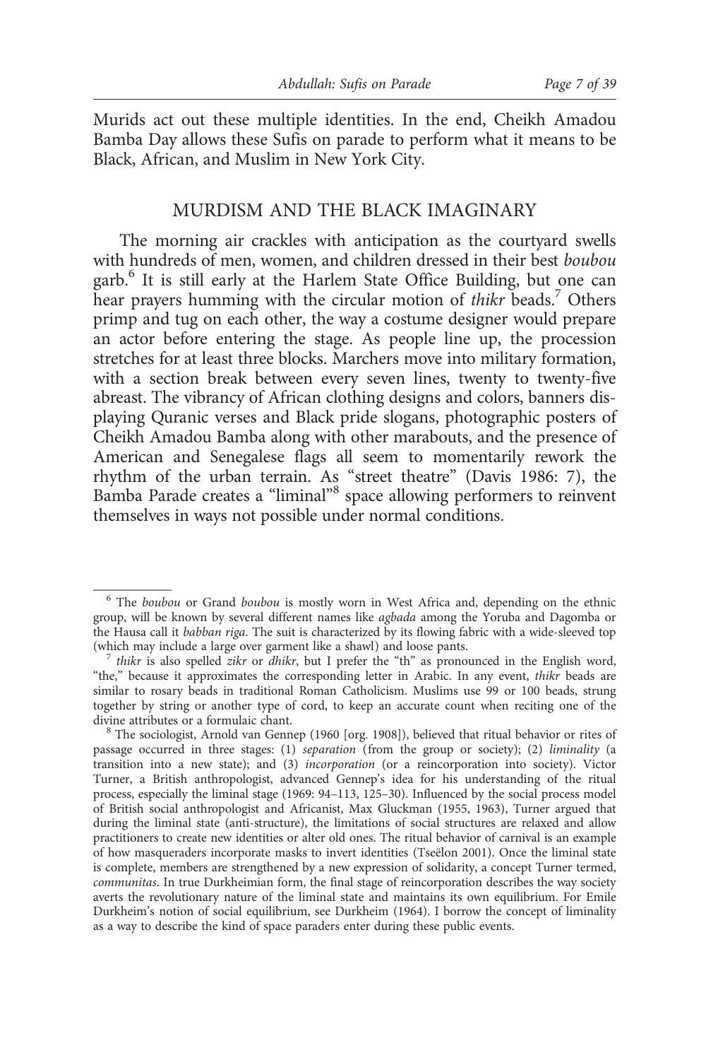Murids act out these multiple identities. In the end, Cheikh Amadou Bamba Day allows these Sufis on parade to perform what it means to be Black, African, and Muslim in New York City.

## MURDISM AND THE BLACK IMAGINARY

The morning air crackles with anticipation as the courtyard swells with hundreds of men, women, and children dressed in their best *boubou* garb.[6] It is still early at the Harlem State Office Building, but one can hear prayers humming with the circular motion of *thikr* beads.[7] Others primp and tug on each other, the way a costume designer would prepare an actor before entering the stage. As people line up, the procession stretches for at least three blocks. Marchers move into military formation, with a section break between every seven lines, twenty to twenty-five abreast. The vibrancy of African clothing designs and colors, banners displaying Quranic verses and Black pride slogans, photographic posters of Cheikh Amadou Bamba along with other marabouts, and the presence of American and Senegalese flags all seem to momentarily rework the rhythm of the urban terrain. As "street theatre" (Davis 1986: 7), the Bamba Parade creates a "liminal"[8] space allowing performers to reinvent themselves in ways not possible under normal conditions.

---

[6] The *boubou* or Grand *boubou* is mostly worn in West Africa and, depending on the ethnic group, will be known by several different names like *agbada* among the Yoruba and Dagomba or the Hausa call it *babban riga*. The suit is characterized by its flowing fabric with a wide-sleeved top (which may include a large over garment like a shawl) and loose pants.

[7] *thikr* is also spelled *zikr* or *dhikr*, but I prefer the "th" as pronounced in the English word, "the," because it approximates the corresponding letter in Arabic. In any event, *thikr* beads are similar to rosary beads in traditional Roman Catholicism. Muslims use 99 or 100 beads, strung together by string or another type of cord, to keep an accurate count when reciting one of the divine attributes or a formulaic chant.

[8] The sociologist, Arnold van Gennep (1960 [org. 1908]), believed that ritual behavior or rites of passage occurred in three stages: (1) *separation* (from the group or society); (2) *liminality* (a transition into a new state); and (3) *incorporation* (or a reincorporation into society). Victor Turner, a British anthropologist, advanced Gennep's idea for his understanding of the ritual process, especially the liminal stage (1969: 94–113, 125–30). Influenced by the social process model of British social anthropologist and Africanist, Max Gluckman (1955, 1963), Turner argued that during the liminal state (anti-structure), the limitations of social structures are relaxed and allow practitioners to create new identities or alter old ones. The ritual behavior of carnival is an example of how masqueraders incorporate masks to invert identities (Tseëlon 2001). Once the liminal state is complete, members are strengthened by a new expression of solidarity, a concept Turner termed, *communitas*. In true Durkheimian form, the final stage of reincorporation describes the way society averts the revolutionary nature of the liminal state and maintains its own equilibrium. For Emile Durkheim's notion of social equilibrium, see Durkheim (1964). I borrow the concept of liminality as a way to describe the kind of space paraders enter during these public events.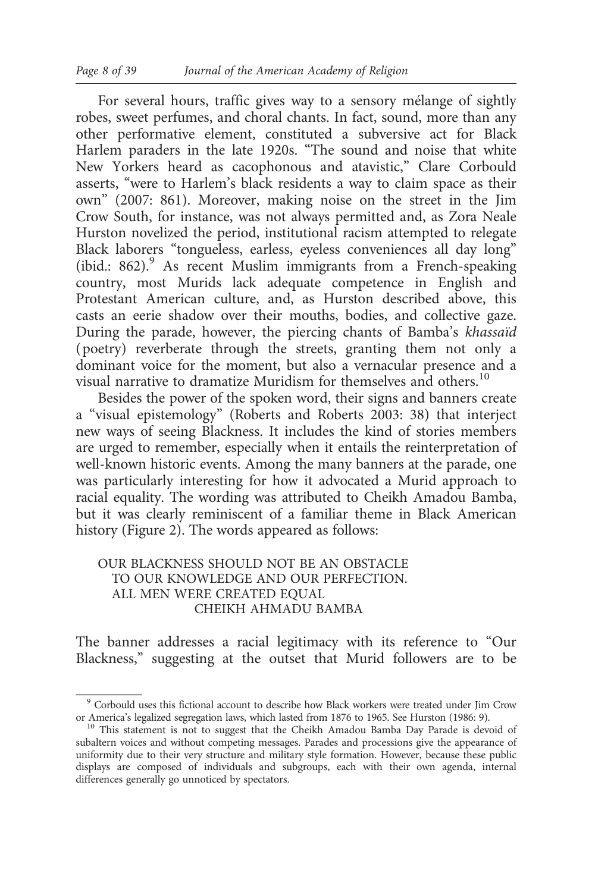For several hours, traffic gives way to a sensory mélange of sightly robes, sweet perfumes, and choral chants. In fact, sound, more than any other performative element, constituted a subversive act for Black Harlem paraders in the late 1920s. "The sound and noise that white New Yorkers heard as cacophonous and atavistic," Clare Corbould asserts, "were to Harlem's black residents a way to claim space as their own" (2007: 861). Moreover, making noise on the street in the Jim Crow South, for instance, was not always permitted and, as Zora Neale Hurston novelized the period, institutional racism attempted to relegate Black laborers "tongueless, earless, eyeless conveniences all day long" (ibid.: 862).[9] As recent Muslim immigrants from a French-speaking country, most Murids lack adequate competence in English and Protestant American culture, and, as Hurston described above, this casts an eerie shadow over their mouths, bodies, and collective gaze. During the parade, however, the piercing chants of Bamba's *khassaïd* (poetry) reverberate through the streets, granting them not only a dominant voice for the moment, but also a vernacular presence and a visual narrative to dramatize Muridism for themselves and others.[10]

Besides the power of the spoken word, their signs and banners create a "visual epistemology" (Roberts and Roberts 2003: 38) that interject new ways of seeing Blackness. It includes the kind of stories members are urged to remember, especially when it entails the reinterpretation of well-known historic events. Among the many banners at the parade, one was particularly interesting for how it advocated a Murid approach to racial equality. The wording was attributed to Cheikh Amadou Bamba, but it was clearly reminiscent of a familiar theme in Black American history (Figure 2). The words appeared as follows:

> OUR BLACKNESS SHOULD NOT BE AN OBSTACLE
> TO OUR KNOWLEDGE AND OUR PERFECTION.
> ALL MEN WERE CREATED EQUAL
> CHEIKH AHMADU BAMBA

The banner addresses a racial legitimacy with its reference to "Our Blackness," suggesting at the outset that Murid followers are to be

---

[9] Corbould uses this fictional account to describe how Black workers were treated under Jim Crow or America's legalized segregation laws, which lasted from 1876 to 1965. See Hurston (1986: 9).

[10] This statement is not to suggest that the Cheikh Amadou Bamba Day Parade is devoid of subaltern voices and without competing messages. Parades and processions give the appearance of uniformity due to their very structure and military style formation. However, because these public displays are composed of individuals and subgroups, each with their own agenda, internal differences generally go unnoticed by spectators.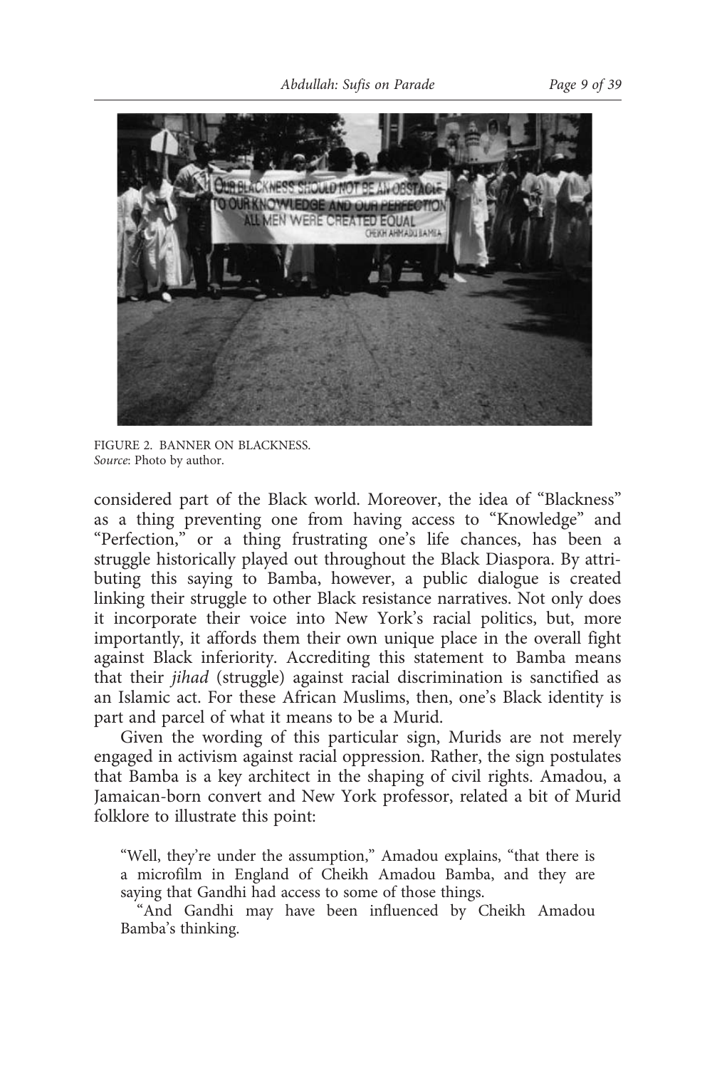FIGURE 2. BANNER ON BLACKNESS.
*Source*: Photo by author.

considered part of the Black world. Moreover, the idea of "Blackness" as a thing preventing one from having access to "Knowledge" and "Perfection," or a thing frustrating one's life chances, has been a struggle historically played out throughout the Black Diaspora. By attributing this saying to Bamba, however, a public dialogue is created linking their struggle to other Black resistance narratives. Not only does it incorporate their voice into New York's racial politics, but, more importantly, it affords them their own unique place in the overall fight against Black inferiority. Accrediting this statement to Bamba means that their *jihad* (struggle) against racial discrimination is sanctified as an Islamic act. For these African Muslims, then, one's Black identity is part and parcel of what it means to be a Murid.

Given the wording of this particular sign, Murids are not merely engaged in activism against racial oppression. Rather, the sign postulates that Bamba is a key architect in the shaping of civil rights. Amadou, a Jamaican-born convert and New York professor, related a bit of Murid folklore to illustrate this point:

> "Well, they're under the assumption," Amadou explains, "that there is a microfilm in England of Cheikh Amadou Bamba, and they are saying that Gandhi had access to some of those things.
>
> "And Gandhi may have been influenced by Cheikh Amadou Bamba's thinking.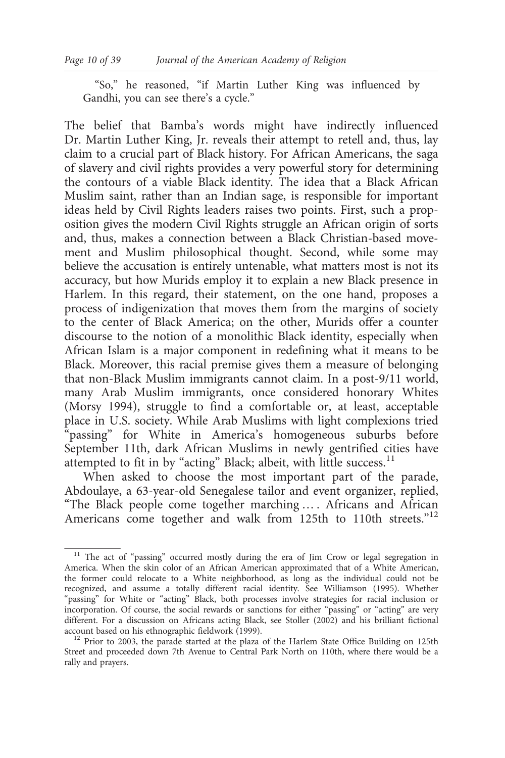"So," he reasoned, "if Martin Luther King was influenced by Gandhi, you can see there's a cycle."

The belief that Bamba's words might have indirectly influenced Dr. Martin Luther King, Jr. reveals their attempt to retell and, thus, lay claim to a crucial part of Black history. For African Americans, the saga of slavery and civil rights provides a very powerful story for determining the contours of a viable Black identity. The idea that a Black African Muslim saint, rather than an Indian sage, is responsible for important ideas held by Civil Rights leaders raises two points. First, such a proposition gives the modern Civil Rights struggle an African origin of sorts and, thus, makes a connection between a Black Christian-based movement and Muslim philosophical thought. Second, while some may believe the accusation is entirely untenable, what matters most is not its accuracy, but how Murids employ it to explain a new Black presence in Harlem. In this regard, their statement, on the one hand, proposes a process of indigenization that moves them from the margins of society to the center of Black America; on the other, Murids offer a counter discourse to the notion of a monolithic Black identity, especially when African Islam is a major component in redefining what it means to be Black. Moreover, this racial premise gives them a measure of belonging that non-Black Muslim immigrants cannot claim. In a post-9/11 world, many Arab Muslim immigrants, once considered honorary Whites (Morsy 1994), struggle to find a comfortable or, at least, acceptable place in U.S. society. While Arab Muslims with light complexions tried "passing" for White in America's homogeneous suburbs before September 11th, dark African Muslims in newly gentrified cities have attempted to fit in by "acting" Black; albeit, with little success.[11]

When asked to choose the most important part of the parade, Abdoulaye, a 63-year-old Senegalese tailor and event organizer, replied, "The Black people come together marching .... Africans and African Americans come together and walk from 125th to 110th streets."[12]

---

[11] The act of "passing" occurred mostly during the era of Jim Crow or legal segregation in America. When the skin color of an African American approximated that of a White American, the former could relocate to a White neighborhood, as long as the individual could not be recognized, and assume a totally different racial identity. See Williamson (1995). Whether "passing" for White or "acting" Black, both processes involve strategies for racial inclusion or incorporation. Of course, the social rewards or sanctions for either "passing" or "acting" are very different. For a discussion on Africans acting Black, see Stoller (2002) and his brilliant fictional account based on his ethnographic fieldwork (1999).

[12] Prior to 2003, the parade started at the plaza of the Harlem State Office Building on 125th Street and proceeded down 7th Avenue to Central Park North on 110th, where there would be a rally and prayers.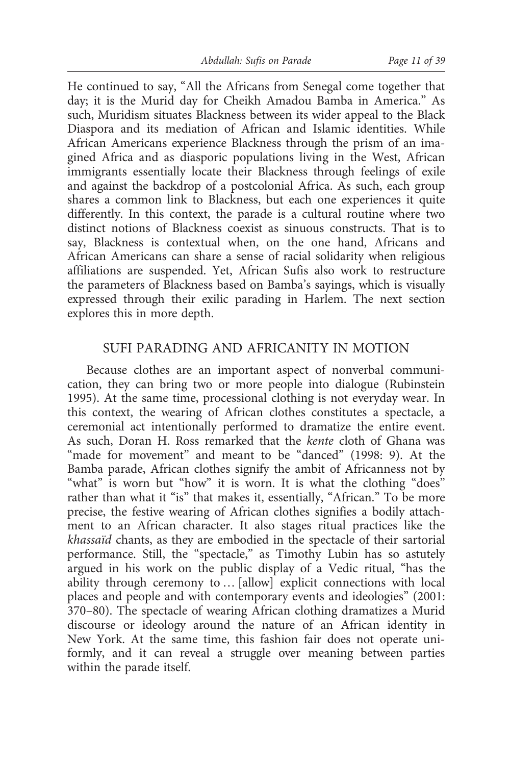He continued to say, "All the Africans from Senegal come together that day; it is the Murid day for Cheikh Amadou Bamba in America." As such, Muridism situates Blackness between its wider appeal to the Black Diaspora and its mediation of African and Islamic identities. While African Americans experience Blackness through the prism of an imagined Africa and as diasporic populations living in the West, African immigrants essentially locate their Blackness through feelings of exile and against the backdrop of a postcolonial Africa. As such, each group shares a common link to Blackness, but each one experiences it quite differently. In this context, the parade is a cultural routine where two distinct notions of Blackness coexist as sinuous constructs. That is to say, Blackness is contextual when, on the one hand, Africans and African Americans can share a sense of racial solidarity when religious affiliations are suspended. Yet, African Sufis also work to restructure the parameters of Blackness based on Bamba's sayings, which is visually expressed through their exilic parading in Harlem. The next section explores this in more depth.

## SUFI PARADING AND AFRICANITY IN MOTION

Because clothes are an important aspect of nonverbal communication, they can bring two or more people into dialogue (Rubinstein 1995). At the same time, processional clothing is not everyday wear. In this context, the wearing of African clothes constitutes a spectacle, a ceremonial act intentionally performed to dramatize the entire event. As such, Doran H. Ross remarked that the *kente* cloth of Ghana was "made for movement" and meant to be "danced" (1998: 9). At the Bamba parade, African clothes signify the ambit of Africanness not by "what" is worn but "how" it is worn. It is what the clothing "does" rather than what it "is" that makes it, essentially, "African." To be more precise, the festive wearing of African clothes signifies a bodily attachment to an African character. It also stages ritual practices like the *khassaïd* chants, as they are embodied in the spectacle of their sartorial performance. Still, the "spectacle," as Timothy Lubin has so astutely argued in his work on the public display of a Vedic ritual, "has the ability through ceremony to … [allow] explicit connections with local places and people and with contemporary events and ideologies" (2001: 370–80). The spectacle of wearing African clothing dramatizes a Murid discourse or ideology around the nature of an African identity in New York. At the same time, this fashion fair does not operate uniformly, and it can reveal a struggle over meaning between parties within the parade itself.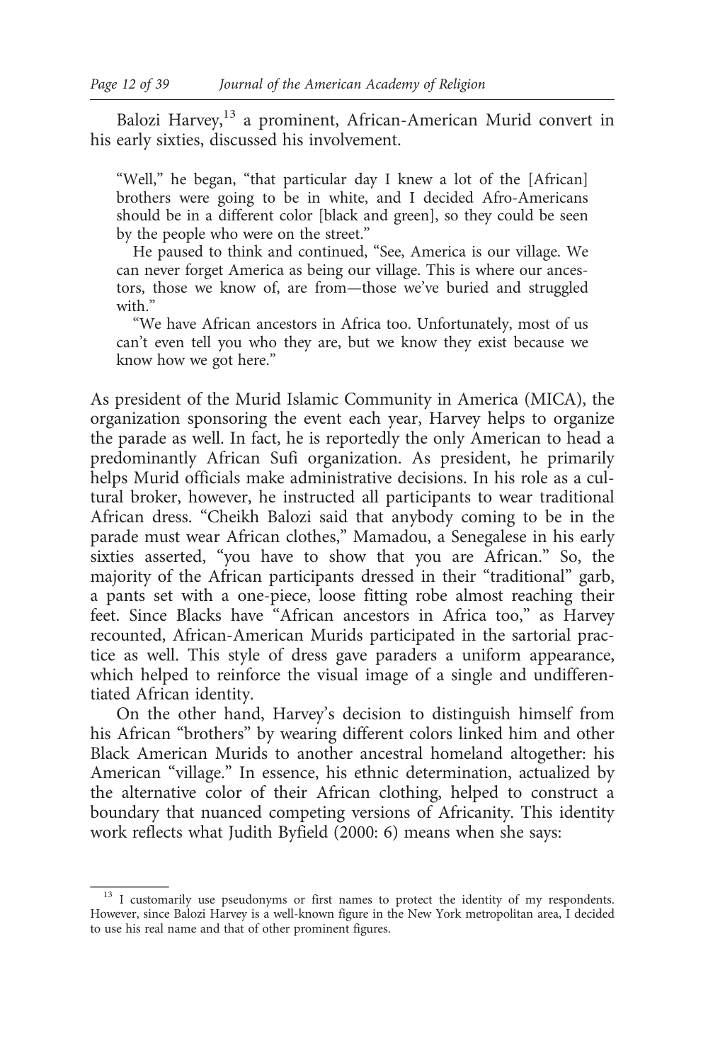Balozi Harvey,[13] a prominent, African-American Murid convert in his early sixties, discussed his involvement.

> "Well," he began, "that particular day I knew a lot of the [African] brothers were going to be in white, and I decided Afro-Americans should be in a different color [black and green], so they could be seen by the people who were on the street."
>
> He paused to think and continued, "See, America is our village. We can never forget America as being our village. This is where our ancestors, those we know of, are from—those we've buried and struggled with."
>
> "We have African ancestors in Africa too. Unfortunately, most of us can't even tell you who they are, but we know they exist because we know how we got here."

As president of the Murid Islamic Community in America (MICA), the organization sponsoring the event each year, Harvey helps to organize the parade as well. In fact, he is reportedly the only American to head a predominantly African Sufi organization. As president, he primarily helps Murid officials make administrative decisions. In his role as a cultural broker, however, he instructed all participants to wear traditional African dress. "Cheikh Balozi said that anybody coming to be in the parade must wear African clothes," Mamadou, a Senegalese in his early sixties asserted, "you have to show that you are African." So, the majority of the African participants dressed in their "traditional" garb, a pants set with a one-piece, loose fitting robe almost reaching their feet. Since Blacks have "African ancestors in Africa too," as Harvey recounted, African-American Murids participated in the sartorial practice as well. This style of dress gave paraders a uniform appearance, which helped to reinforce the visual image of a single and undifferentiated African identity.

On the other hand, Harvey's decision to distinguish himself from his African "brothers" by wearing different colors linked him and other Black American Murids to another ancestral homeland altogether: his American "village." In essence, his ethnic determination, actualized by the alternative color of their African clothing, helped to construct a boundary that nuanced competing versions of Africanity. This identity work reflects what Judith Byfield (2000: 6) means when she says:

[13] I customarily use pseudonyms or first names to protect the identity of my respondents. However, since Balozi Harvey is a well-known figure in the New York metropolitan area, I decided to use his real name and that of other prominent figures.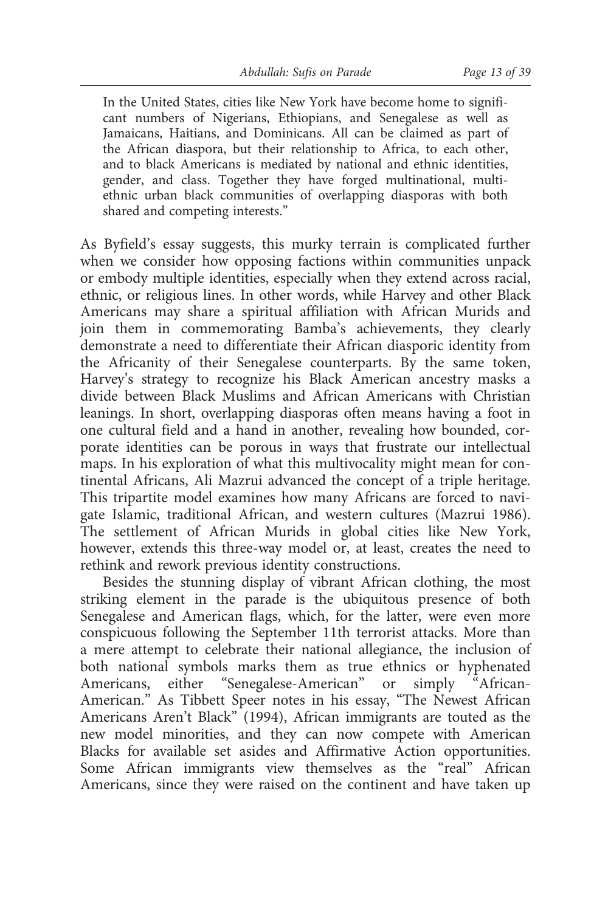> In the United States, cities like New York have become home to significant numbers of Nigerians, Ethiopians, and Senegalese as well as Jamaicans, Haitians, and Dominicans. All can be claimed as part of the African diaspora, but their relationship to Africa, to each other, and to black Americans is mediated by national and ethnic identities, gender, and class. Together they have forged multinational, multiethnic urban black communities of overlapping diasporas with both shared and competing interests."

As Byfield's essay suggests, this murky terrain is complicated further when we consider how opposing factions within communities unpack or embody multiple identities, especially when they extend across racial, ethnic, or religious lines. In other words, while Harvey and other Black Americans may share a spiritual affiliation with African Murids and join them in commemorating Bamba's achievements, they clearly demonstrate a need to differentiate their African diasporic identity from the Africanity of their Senegalese counterparts. By the same token, Harvey's strategy to recognize his Black American ancestry masks a divide between Black Muslims and African Americans with Christian leanings. In short, overlapping diasporas often means having a foot in one cultural field and a hand in another, revealing how bounded, corporate identities can be porous in ways that frustrate our intellectual maps. In his exploration of what this multivocality might mean for continental Africans, Ali Mazrui advanced the concept of a triple heritage. This tripartite model examines how many Africans are forced to navigate Islamic, traditional African, and western cultures (Mazrui 1986). The settlement of African Murids in global cities like New York, however, extends this three-way model or, at least, creates the need to rethink and rework previous identity constructions.

Besides the stunning display of vibrant African clothing, the most striking element in the parade is the ubiquitous presence of both Senegalese and American flags, which, for the latter, were even more conspicuous following the September 11th terrorist attacks. More than a mere attempt to celebrate their national allegiance, the inclusion of both national symbols marks them as true ethnics or hyphenated Americans, either "Senegalese-American" or simply "African-American." As Tibbett Speer notes in his essay, "The Newest African Americans Aren't Black" (1994), African immigrants are touted as the new model minorities, and they can now compete with American Blacks for available set asides and Affirmative Action opportunities. Some African immigrants view themselves as the "real" African Americans, since they were raised on the continent and have taken up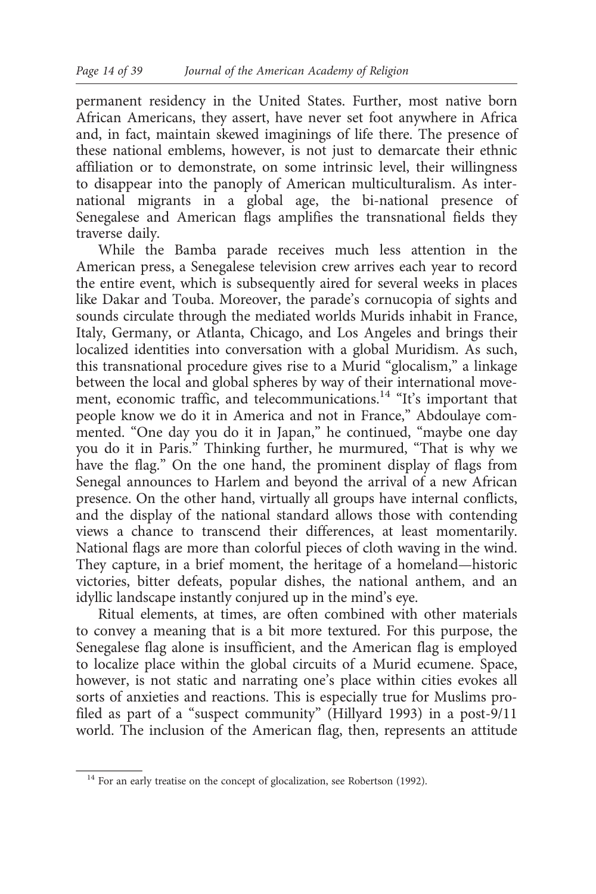permanent residency in the United States. Further, most native born African Americans, they assert, have never set foot anywhere in Africa and, in fact, maintain skewed imaginings of life there. The presence of these national emblems, however, is not just to demarcate their ethnic affiliation or to demonstrate, on some intrinsic level, their willingness to disappear into the panoply of American multiculturalism. As international migrants in a global age, the bi-national presence of Senegalese and American flags amplifies the transnational fields they traverse daily.

While the Bamba parade receives much less attention in the American press, a Senegalese television crew arrives each year to record the entire event, which is subsequently aired for several weeks in places like Dakar and Touba. Moreover, the parade's cornucopia of sights and sounds circulate through the mediated worlds Murids inhabit in France, Italy, Germany, or Atlanta, Chicago, and Los Angeles and brings their localized identities into conversation with a global Muridism. As such, this transnational procedure gives rise to a Murid "glocalism," a linkage between the local and global spheres by way of their international movement, economic traffic, and telecommunications.[14] "It's important that people know we do it in America and not in France," Abdoulaye commented. "One day you do it in Japan," he continued, "maybe one day you do it in Paris." Thinking further, he murmured, "That is why we have the flag." On the one hand, the prominent display of flags from Senegal announces to Harlem and beyond the arrival of a new African presence. On the other hand, virtually all groups have internal conflicts, and the display of the national standard allows those with contending views a chance to transcend their differences, at least momentarily. National flags are more than colorful pieces of cloth waving in the wind. They capture, in a brief moment, the heritage of a homeland—historic victories, bitter defeats, popular dishes, the national anthem, and an idyllic landscape instantly conjured up in the mind's eye.

Ritual elements, at times, are often combined with other materials to convey a meaning that is a bit more textured. For this purpose, the Senegalese flag alone is insufficient, and the American flag is employed to localize place within the global circuits of a Murid ecumene. Space, however, is not static and narrating one's place within cities evokes all sorts of anxieties and reactions. This is especially true for Muslims profiled as part of a "suspect community" (Hillyard 1993) in a post-9/11 world. The inclusion of the American flag, then, represents an attitude

[14] For an early treatise on the concept of glocalization, see Robertson (1992).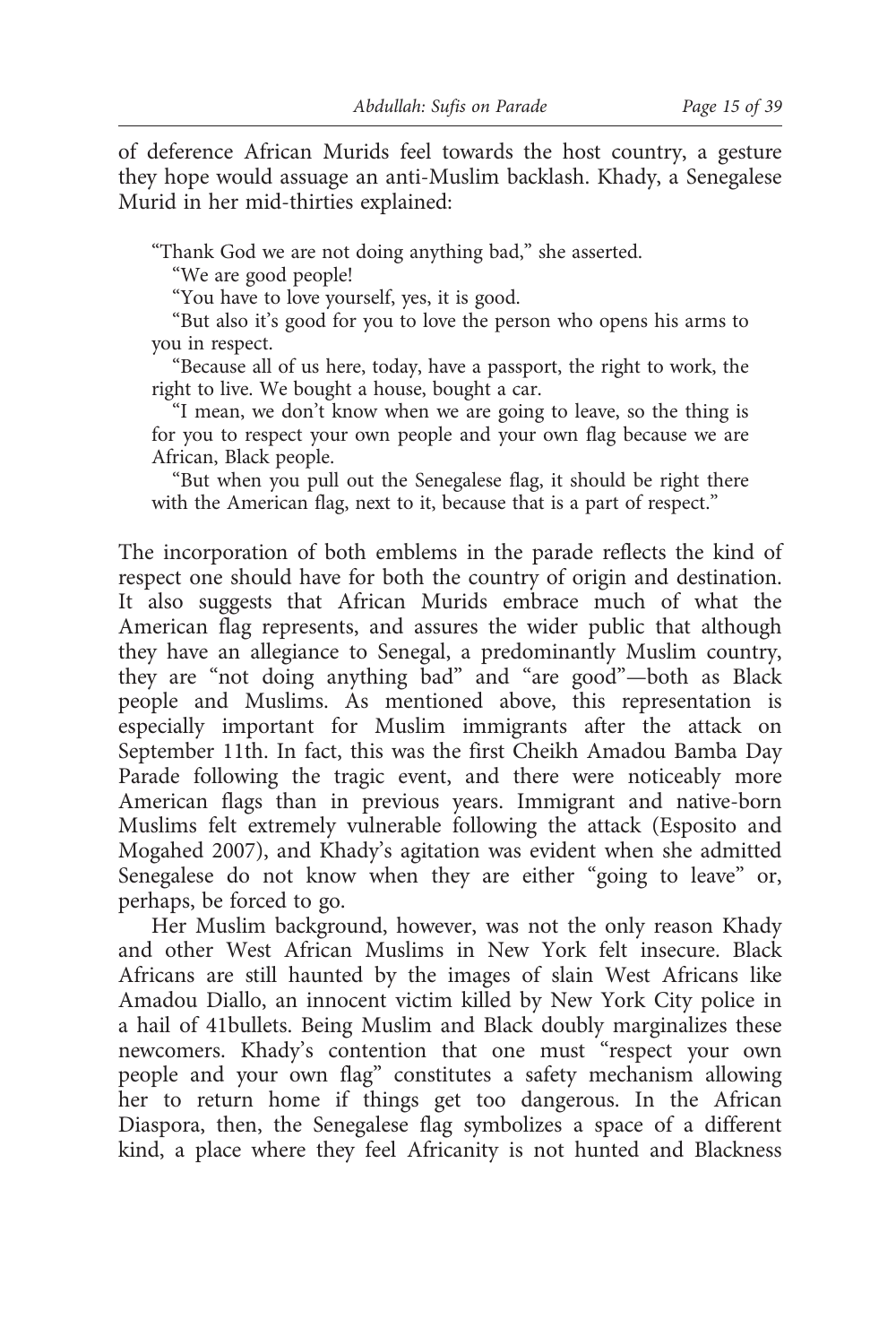of deference African Murids feel towards the host country, a gesture they hope would assuage an anti-Muslim backlash. Khady, a Senegalese Murid in her mid-thirties explained:

> "Thank God we are not doing anything bad," she asserted.
>
> "We are good people!
>
> "You have to love yourself, yes, it is good.
>
> "But also it's good for you to love the person who opens his arms to you in respect.
>
> "Because all of us here, today, have a passport, the right to work, the right to live. We bought a house, bought a car.
>
> "I mean, we don't know when we are going to leave, so the thing is for you to respect your own people and your own flag because we are African, Black people.
>
> "But when you pull out the Senegalese flag, it should be right there with the American flag, next to it, because that is a part of respect."

The incorporation of both emblems in the parade reflects the kind of respect one should have for both the country of origin and destination. It also suggests that African Murids embrace much of what the American flag represents, and assures the wider public that although they have an allegiance to Senegal, a predominantly Muslim country, they are "not doing anything bad" and "are good"—both as Black people and Muslims. As mentioned above, this representation is especially important for Muslim immigrants after the attack on September 11th. In fact, this was the first Cheikh Amadou Bamba Day Parade following the tragic event, and there were noticeably more American flags than in previous years. Immigrant and native-born Muslims felt extremely vulnerable following the attack (Esposito and Mogahed 2007), and Khady's agitation was evident when she admitted Senegalese do not know when they are either "going to leave" or, perhaps, be forced to go.

Her Muslim background, however, was not the only reason Khady and other West African Muslims in New York felt insecure. Black Africans are still haunted by the images of slain West Africans like Amadou Diallo, an innocent victim killed by New York City police in a hail of 41bullets. Being Muslim and Black doubly marginalizes these newcomers. Khady's contention that one must "respect your own people and your own flag" constitutes a safety mechanism allowing her to return home if things get too dangerous. In the African Diaspora, then, the Senegalese flag symbolizes a space of a different kind, a place where they feel Africanity is not hunted and Blackness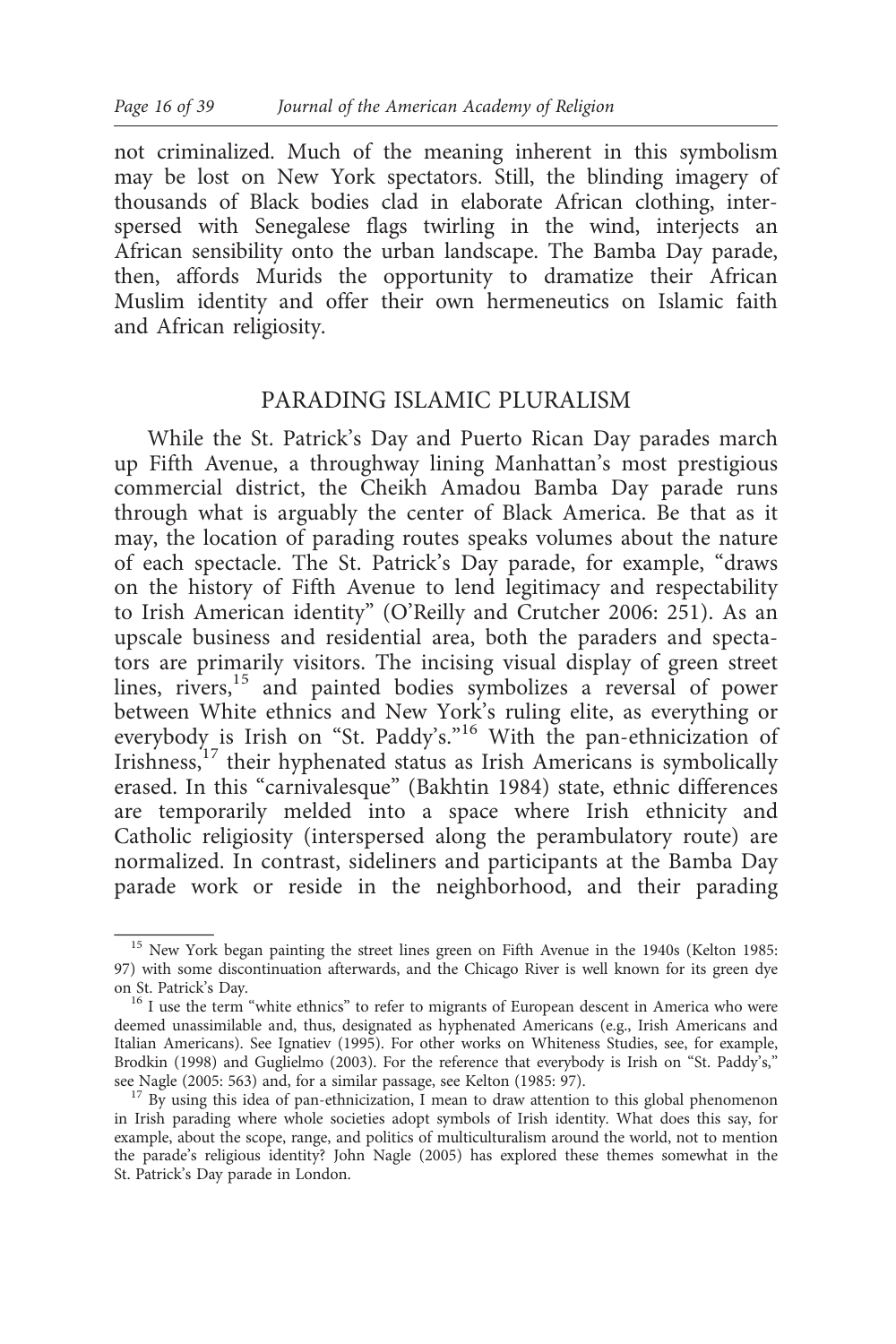not criminalized. Much of the meaning inherent in this symbolism may be lost on New York spectators. Still, the blinding imagery of thousands of Black bodies clad in elaborate African clothing, interspersed with Senegalese flags twirling in the wind, interjects an African sensibility onto the urban landscape. The Bamba Day parade, then, affords Murids the opportunity to dramatize their African Muslim identity and offer their own hermeneutics on Islamic faith and African religiosity.

## PARADING ISLAMIC PLURALISM

While the St. Patrick's Day and Puerto Rican Day parades march up Fifth Avenue, a throughway lining Manhattan's most prestigious commercial district, the Cheikh Amadou Bamba Day parade runs through what is arguably the center of Black America. Be that as it may, the location of parading routes speaks volumes about the nature of each spectacle. The St. Patrick's Day parade, for example, "draws on the history of Fifth Avenue to lend legitimacy and respectability to Irish American identity" (O'Reilly and Crutcher 2006: 251). As an upscale business and residential area, both the paraders and spectators are primarily visitors. The incising visual display of green street lines, rivers,[15] and painted bodies symbolizes a reversal of power between White ethnics and New York's ruling elite, as everything or everybody is Irish on "St. Paddy's."[16] With the pan-ethnicization of Irishness,[17] their hyphenated status as Irish Americans is symbolically erased. In this "carnivalesque" (Bakhtin 1984) state, ethnic differences are temporarily melded into a space where Irish ethnicity and Catholic religiosity (interspersed along the perambulatory route) are normalized. In contrast, sideliners and participants at the Bamba Day parade work or reside in the neighborhood, and their parading

---

[15] New York began painting the street lines green on Fifth Avenue in the 1940s (Kelton 1985: 97) with some discontinuation afterwards, and the Chicago River is well known for its green dye on St. Patrick's Day.

[16] I use the term "white ethnics" to refer to migrants of European descent in America who were deemed unassimilable and, thus, designated as hyphenated Americans (e.g., Irish Americans and Italian Americans). See Ignatiev (1995). For other works on Whiteness Studies, see, for example, Brodkin (1998) and Guglielmo (2003). For the reference that everybody is Irish on "St. Paddy's," see Nagle (2005: 563) and, for a similar passage, see Kelton (1985: 97).

[17] By using this idea of pan-ethnicization, I mean to draw attention to this global phenomenon in Irish parading where whole societies adopt symbols of Irish identity. What does this say, for example, about the scope, range, and politics of multiculturalism around the world, not to mention the parade's religious identity? John Nagle (2005) has explored these themes somewhat in the St. Patrick's Day parade in London.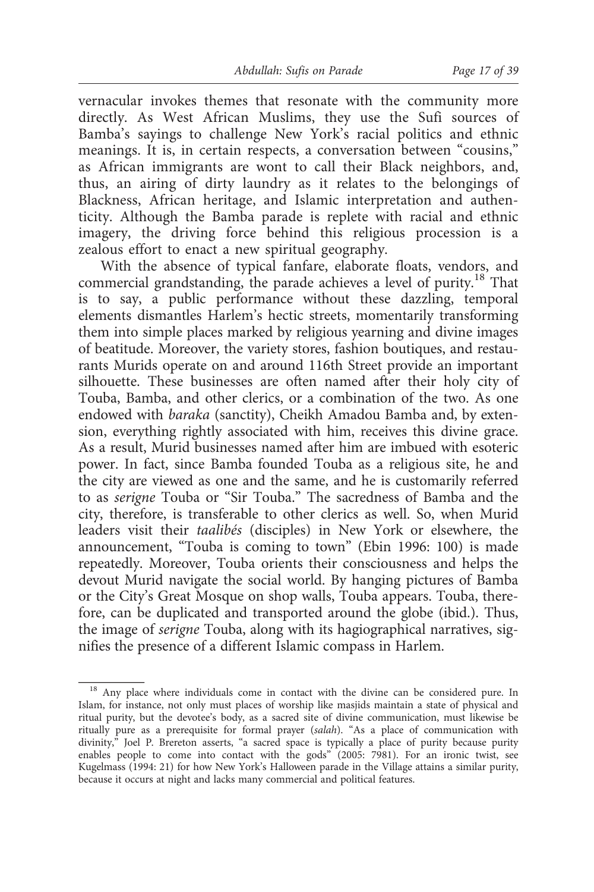vernacular invokes themes that resonate with the community more directly. As West African Muslims, they use the Sufi sources of Bamba's sayings to challenge New York's racial politics and ethnic meanings. It is, in certain respects, a conversation between "cousins," as African immigrants are wont to call their Black neighbors, and, thus, an airing of dirty laundry as it relates to the belongings of Blackness, African heritage, and Islamic interpretation and authenticity. Although the Bamba parade is replete with racial and ethnic imagery, the driving force behind this religious procession is a zealous effort to enact a new spiritual geography.

With the absence of typical fanfare, elaborate floats, vendors, and commercial grandstanding, the parade achieves a level of purity.[18] That is to say, a public performance without these dazzling, temporal elements dismantles Harlem's hectic streets, momentarily transforming them into simple places marked by religious yearning and divine images of beatitude. Moreover, the variety stores, fashion boutiques, and restaurants Murids operate on and around 116th Street provide an important silhouette. These businesses are often named after their holy city of Touba, Bamba, and other clerics, or a combination of the two. As one endowed with *baraka* (sanctity), Cheikh Amadou Bamba and, by extension, everything rightly associated with him, receives this divine grace. As a result, Murid businesses named after him are imbued with esoteric power. In fact, since Bamba founded Touba as a religious site, he and the city are viewed as one and the same, and he is customarily referred to as *serigne* Touba or "Sir Touba." The sacredness of Bamba and the city, therefore, is transferable to other clerics as well. So, when Murid leaders visit their *taalibés* (disciples) in New York or elsewhere, the announcement, "Touba is coming to town" (Ebin 1996: 100) is made repeatedly. Moreover, Touba orients their consciousness and helps the devout Murid navigate the social world. By hanging pictures of Bamba or the City's Great Mosque on shop walls, Touba appears. Touba, therefore, can be duplicated and transported around the globe (ibid.). Thus, the image of *serigne* Touba, along with its hagiographical narratives, signifies the presence of a different Islamic compass in Harlem.

---

[18] Any place where individuals come in contact with the divine can be considered pure. In Islam, for instance, not only must places of worship like masjids maintain a state of physical and ritual purity, but the devotee's body, as a sacred site of divine communication, must likewise be ritually pure as a prerequisite for formal prayer (*salah*). "As a place of communication with divinity," Joel P. Brereton asserts, "a sacred space is typically a place of purity because purity enables people to come into contact with the gods" (2005: 7981). For an ironic twist, see Kugelmass (1994: 21) for how New York's Halloween parade in the Village attains a similar purity, because it occurs at night and lacks many commercial and political features.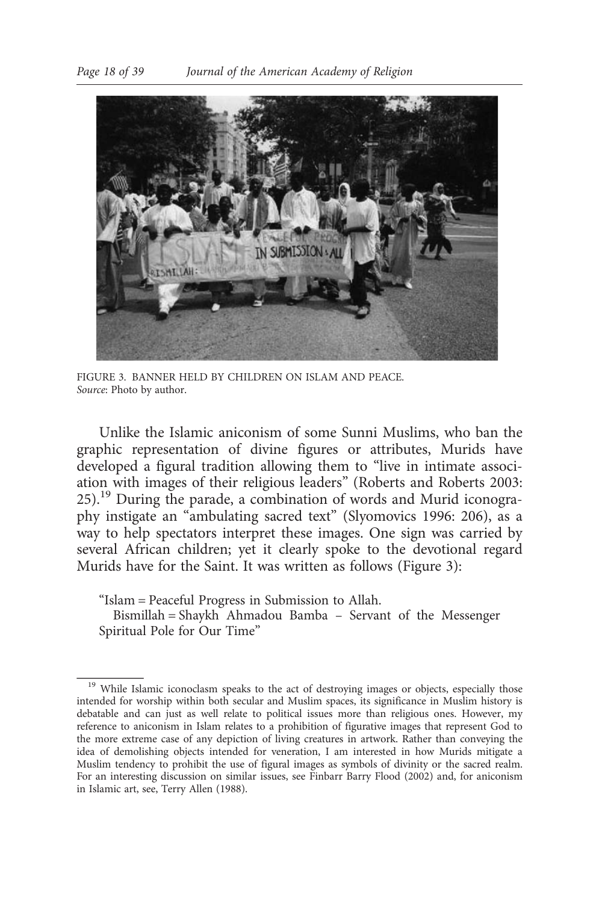FIGURE 3. BANNER HELD BY CHILDREN ON ISLAM AND PEACE.
*Source*: Photo by author.

Unlike the Islamic aniconism of some Sunni Muslims, who ban the graphic representation of divine figures or attributes, Murids have developed a figural tradition allowing them to "live in intimate association with images of their religious leaders" (Roberts and Roberts 2003: 25).[19] During the parade, a combination of words and Murid iconography instigate an "ambulating sacred text" (Slyomovics 1996: 206), as a way to help spectators interpret these images. One sign was carried by several African children; yet it clearly spoke to the devotional regard Murids have for the Saint. It was written as follows (Figure 3):

> "Islam = Peaceful Progress in Submission to Allah.
> Bismillah = Shaykh Ahmadou Bamba – Servant of the Messenger Spiritual Pole for Our Time"

[19] While Islamic iconoclasm speaks to the act of destroying images or objects, especially those intended for worship within both secular and Muslim spaces, its significance in Muslim history is debatable and can just as well relate to political issues more than religious ones. However, my reference to aniconism in Islam relates to a prohibition of figurative images that represent God to the more extreme case of any depiction of living creatures in artwork. Rather than conveying the idea of demolishing objects intended for veneration, I am interested in how Murids mitigate a Muslim tendency to prohibit the use of figural images as symbols of divinity or the sacred realm. For an interesting discussion on similar issues, see Finbarr Barry Flood (2002) and, for aniconism in Islamic art, see, Terry Allen (1988).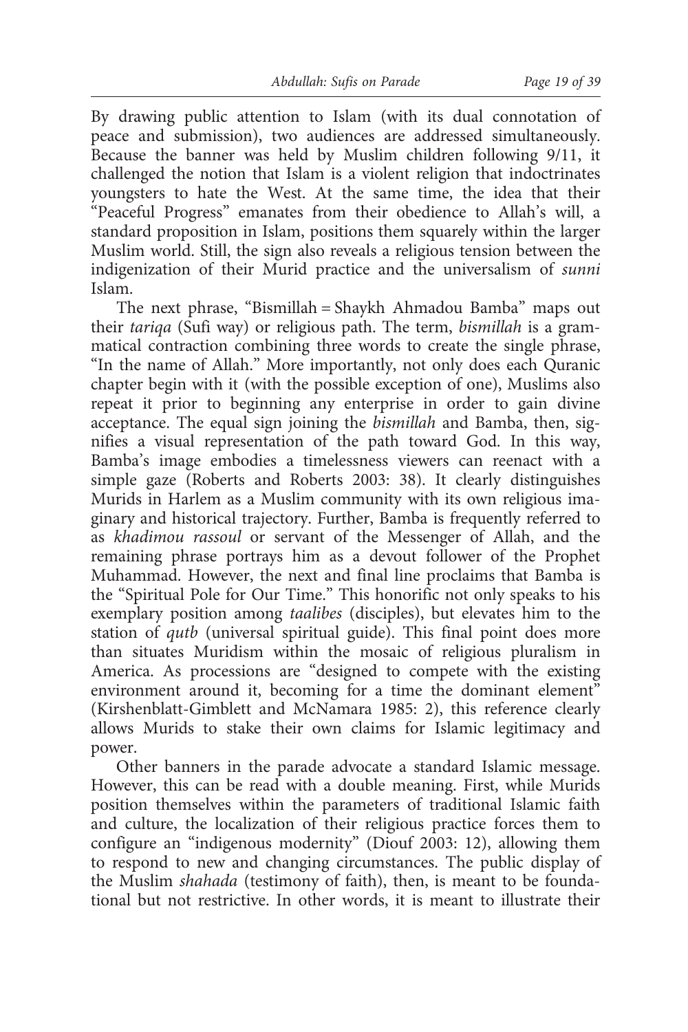By drawing public attention to Islam (with its dual connotation of peace and submission), two audiences are addressed simultaneously. Because the banner was held by Muslim children following 9/11, it challenged the notion that Islam is a violent religion that indoctrinates youngsters to hate the West. At the same time, the idea that their "Peaceful Progress" emanates from their obedience to Allah's will, a standard proposition in Islam, positions them squarely within the larger Muslim world. Still, the sign also reveals a religious tension between the indigenization of their Murid practice and the universalism of *sunni* Islam.

The next phrase, "Bismillah = Shaykh Ahmadou Bamba" maps out their *tariqa* (Sufi way) or religious path. The term, *bismillah* is a grammatical contraction combining three words to create the single phrase, "In the name of Allah." More importantly, not only does each Quranic chapter begin with it (with the possible exception of one), Muslims also repeat it prior to beginning any enterprise in order to gain divine acceptance. The equal sign joining the *bismillah* and Bamba, then, signifies a visual representation of the path toward God. In this way, Bamba's image embodies a timelessness viewers can reenact with a simple gaze (Roberts and Roberts 2003: 38). It clearly distinguishes Murids in Harlem as a Muslim community with its own religious imaginary and historical trajectory. Further, Bamba is frequently referred to as *khadimou rassoul* or servant of the Messenger of Allah, and the remaining phrase portrays him as a devout follower of the Prophet Muhammad. However, the next and final line proclaims that Bamba is the "Spiritual Pole for Our Time." This honorific not only speaks to his exemplary position among *taalibes* (disciples), but elevates him to the station of *qutb* (universal spiritual guide). This final point does more than situates Muridism within the mosaic of religious pluralism in America. As processions are "designed to compete with the existing environment around it, becoming for a time the dominant element" (Kirshenblatt-Gimblett and McNamara 1985: 2), this reference clearly allows Murids to stake their own claims for Islamic legitimacy and power.

Other banners in the parade advocate a standard Islamic message. However, this can be read with a double meaning. First, while Murids position themselves within the parameters of traditional Islamic faith and culture, the localization of their religious practice forces them to configure an "indigenous modernity" (Diouf 2003: 12), allowing them to respond to new and changing circumstances. The public display of the Muslim *shahada* (testimony of faith), then, is meant to be foundational but not restrictive. In other words, it is meant to illustrate their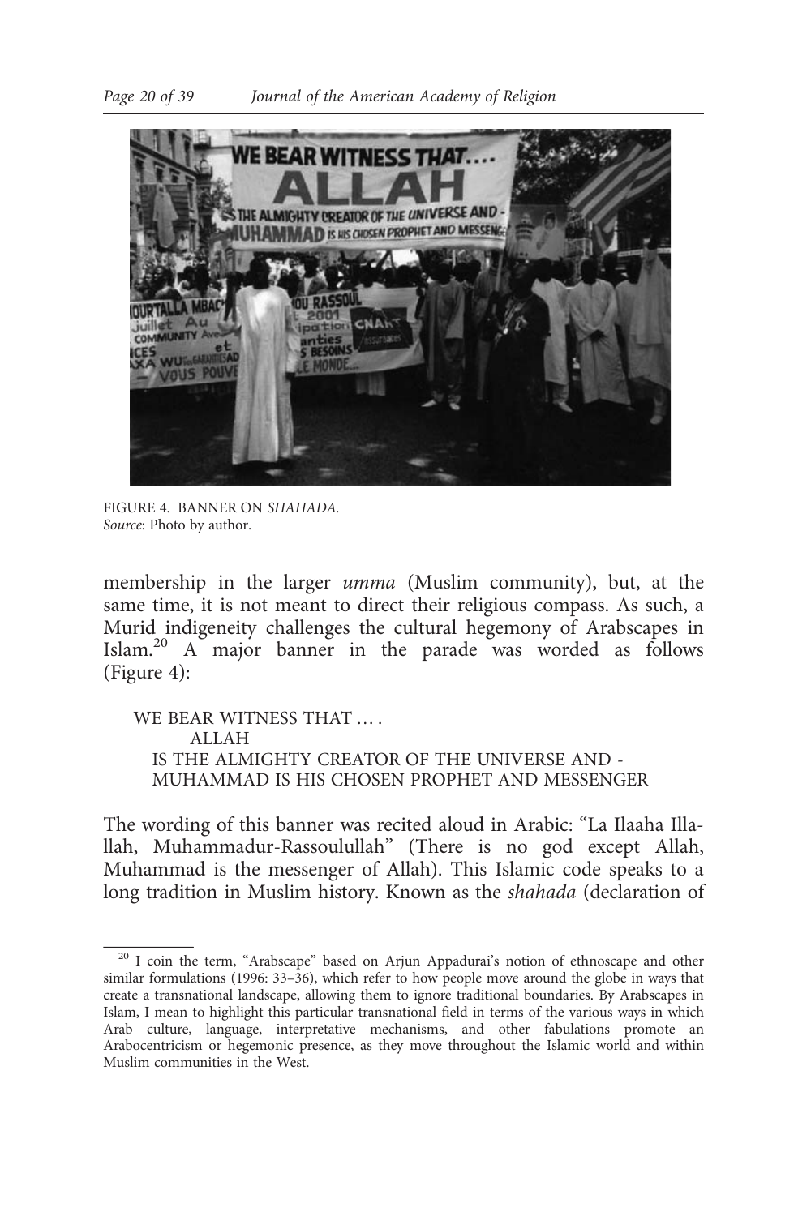FIGURE 4. BANNER ON *SHAHADA*.
*Source*: Photo by author.

membership in the larger *umma* (Muslim community), but, at the same time, it is not meant to direct their religious compass. As such, a Murid indigeneity challenges the cultural hegemony of Arabscapes in Islam.[20] A major banner in the parade was worded as follows (Figure 4):

> WE BEAR WITNESS THAT … .
> ALLAH
> IS THE ALMIGHTY CREATOR OF THE UNIVERSE AND -
> MUHAMMAD IS HIS CHOSEN PROPHET AND MESSENGER

The wording of this banner was recited aloud in Arabic: "La Ilaaha Illallah, Muhammadur-Rassoulullah" (There is no god except Allah, Muhammad is the messenger of Allah). This Islamic code speaks to a long tradition in Muslim history. Known as the *shahada* (declaration of

[20] I coin the term, "Arabscape" based on Arjun Appadurai's notion of ethnoscape and other similar formulations (1996: 33–36), which refer to how people move around the globe in ways that create a transnational landscape, allowing them to ignore traditional boundaries. By Arabscapes in Islam, I mean to highlight this particular transnational field in terms of the various ways in which Arab culture, language, interpretative mechanisms, and other fabulations promote an Arabocentricism or hegemonic presence, as they move throughout the Islamic world and within Muslim communities in the West.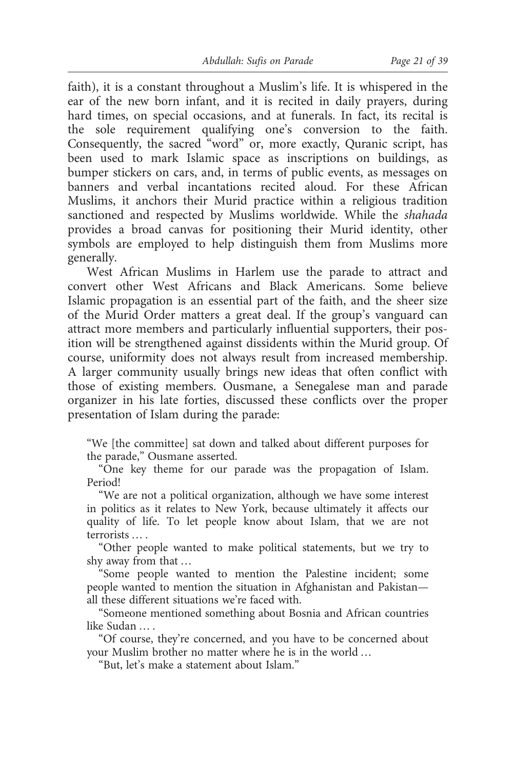faith), it is a constant throughout a Muslim's life. It is whispered in the ear of the new born infant, and it is recited in daily prayers, during hard times, on special occasions, and at funerals. In fact, its recital is the sole requirement qualifying one's conversion to the faith. Consequently, the sacred "word" or, more exactly, Quranic script, has been used to mark Islamic space as inscriptions on buildings, as bumper stickers on cars, and, in terms of public events, as messages on banners and verbal incantations recited aloud. For these African Muslims, it anchors their Murid practice within a religious tradition sanctioned and respected by Muslims worldwide. While the *shahada* provides a broad canvas for positioning their Murid identity, other symbols are employed to help distinguish them from Muslims more generally.

West African Muslims in Harlem use the parade to attract and convert other West Africans and Black Americans. Some believe Islamic propagation is an essential part of the faith, and the sheer size of the Murid Order matters a great deal. If the group's vanguard can attract more members and particularly influential supporters, their position will be strengthened against dissidents within the Murid group. Of course, uniformity does not always result from increased membership. A larger community usually brings new ideas that often conflict with those of existing members. Ousmane, a Senegalese man and parade organizer in his late forties, discussed these conflicts over the proper presentation of Islam during the parade:

> "We [the committee] sat down and talked about different purposes for the parade," Ousmane asserted.
>
> "One key theme for our parade was the propagation of Islam. Period!
>
> "We are not a political organization, although we have some interest in politics as it relates to New York, because ultimately it affects our quality of life. To let people know about Islam, that we are not terrorists … .
>
> "Other people wanted to make political statements, but we try to shy away from that …
>
> "Some people wanted to mention the Palestine incident; some people wanted to mention the situation in Afghanistan and Pakistan—all these different situations we're faced with.
>
> "Someone mentioned something about Bosnia and African countries like Sudan … .
>
> "Of course, they're concerned, and you have to be concerned about your Muslim brother no matter where he is in the world …
>
> "But, let's make a statement about Islam."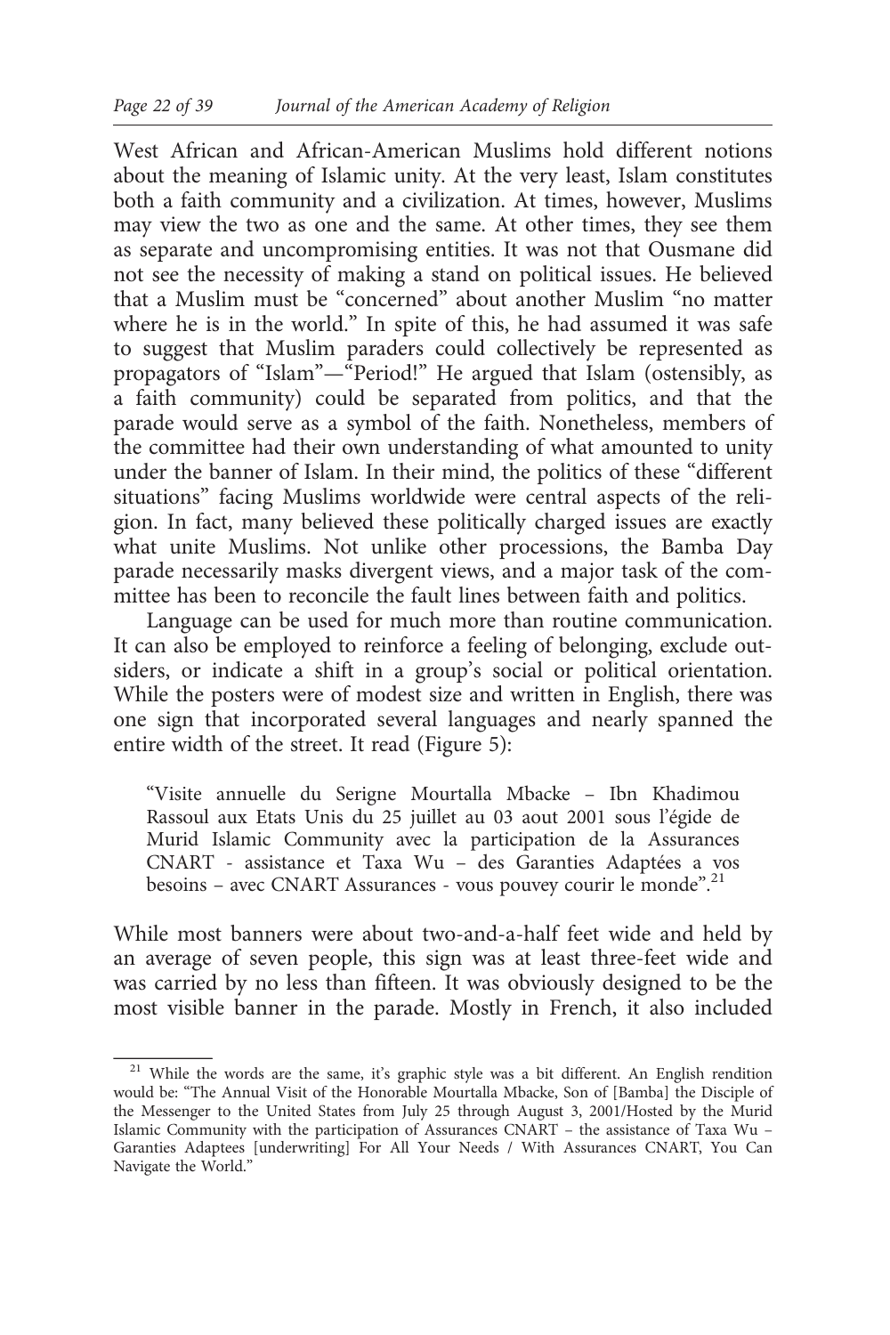West African and African-American Muslims hold different notions about the meaning of Islamic unity. At the very least, Islam constitutes both a faith community and a civilization. At times, however, Muslims may view the two as one and the same. At other times, they see them as separate and uncompromising entities. It was not that Ousmane did not see the necessity of making a stand on political issues. He believed that a Muslim must be "concerned" about another Muslim "no matter where he is in the world." In spite of this, he had assumed it was safe to suggest that Muslim paraders could collectively be represented as propagators of "Islam"—"Period!" He argued that Islam (ostensibly, as a faith community) could be separated from politics, and that the parade would serve as a symbol of the faith. Nonetheless, members of the committee had their own understanding of what amounted to unity under the banner of Islam. In their mind, the politics of these "different situations" facing Muslims worldwide were central aspects of the religion. In fact, many believed these politically charged issues are exactly what unite Muslims. Not unlike other processions, the Bamba Day parade necessarily masks divergent views, and a major task of the committee has been to reconcile the fault lines between faith and politics.

Language can be used for much more than routine communication. It can also be employed to reinforce a feeling of belonging, exclude outsiders, or indicate a shift in a group's social or political orientation. While the posters were of modest size and written in English, there was one sign that incorporated several languages and nearly spanned the entire width of the street. It read (Figure 5):

> "Visite annuelle du Serigne Mourtalla Mbacke – Ibn Khadimou Rassoul aux Etats Unis du 25 juillet au 03 aout 2001 sous l'égide de Murid Islamic Community avec la participation de la Assurances CNART - assistance et Taxa Wu – des Garanties Adaptées a vos besoins – avec CNART Assurances - vous pouvey courir le monde".[21]

While most banners were about two-and-a-half feet wide and held by an average of seven people, this sign was at least three-feet wide and was carried by no less than fifteen. It was obviously designed to be the most visible banner in the parade. Mostly in French, it also included

[21] While the words are the same, it's graphic style was a bit different. An English rendition would be: "The Annual Visit of the Honorable Mourtalla Mbacke, Son of [Bamba] the Disciple of the Messenger to the United States from July 25 through August 3, 2001/Hosted by the Murid Islamic Community with the participation of Assurances CNART – the assistance of Taxa Wu – Garanties Adaptees [underwriting] For All Your Needs / With Assurances CNART, You Can Navigate the World."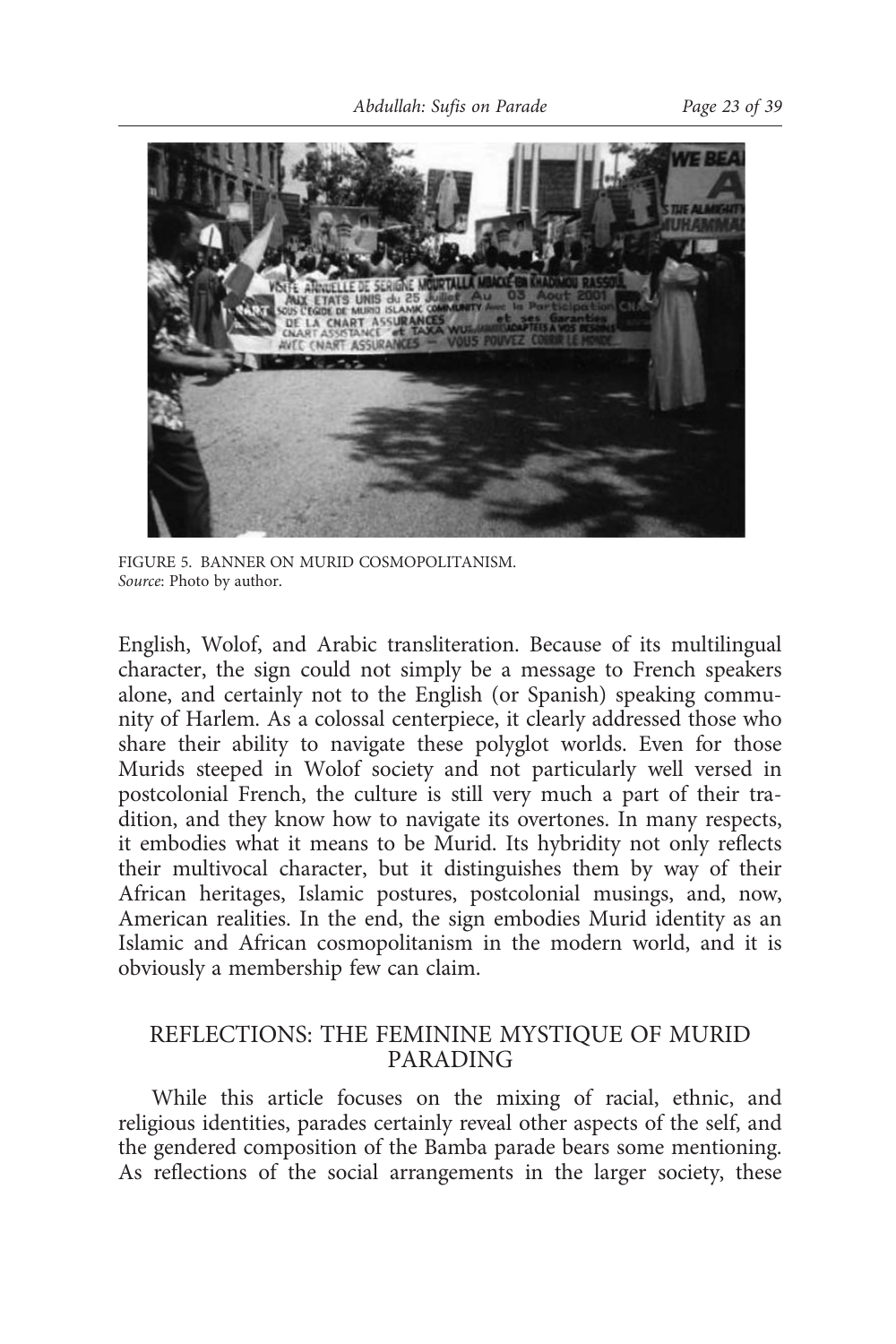FIGURE 5. BANNER ON MURID COSMOPOLITANISM.
*Source*: Photo by author.

English, Wolof, and Arabic transliteration. Because of its multilingual character, the sign could not simply be a message to French speakers alone, and certainly not to the English (or Spanish) speaking community of Harlem. As a colossal centerpiece, it clearly addressed those who share their ability to navigate these polyglot worlds. Even for those Murids steeped in Wolof society and not particularly well versed in postcolonial French, the culture is still very much a part of their tradition, and they know how to navigate its overtones. In many respects, it embodies what it means to be Murid. Its hybridity not only reflects their multivocal character, but it distinguishes them by way of their African heritages, Islamic postures, postcolonial musings, and, now, American realities. In the end, the sign embodies Murid identity as an Islamic and African cosmopolitanism in the modern world, and it is obviously a membership few can claim.

## REFLECTIONS: THE FEMININE MYSTIQUE OF MURID PARADING

While this article focuses on the mixing of racial, ethnic, and religious identities, parades certainly reveal other aspects of the self, and the gendered composition of the Bamba parade bears some mentioning. As reflections of the social arrangements in the larger society, these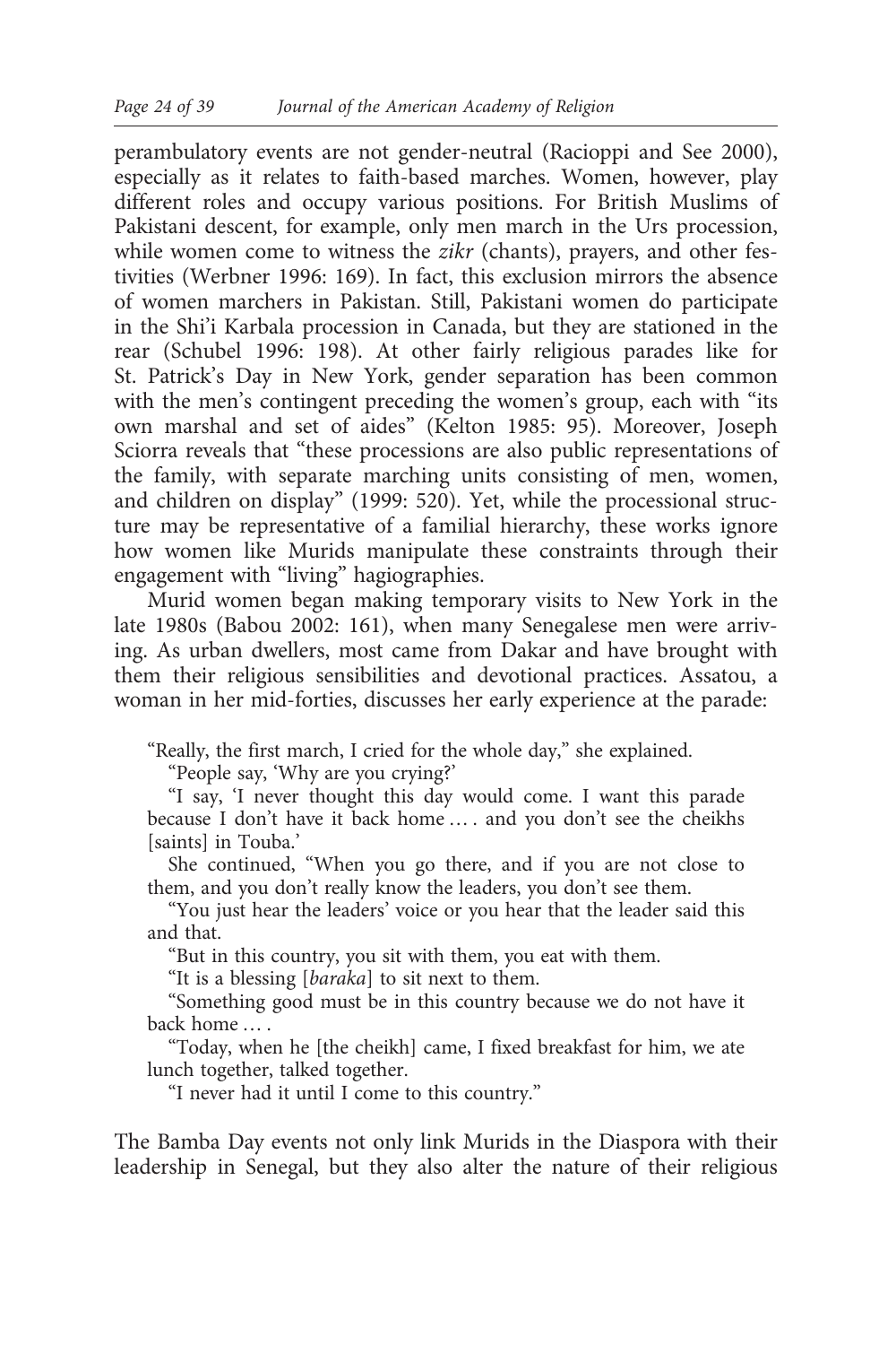perambulatory events are not gender-neutral (Racioppi and See 2000), especially as it relates to faith-based marches. Women, however, play different roles and occupy various positions. For British Muslims of Pakistani descent, for example, only men march in the Urs procession, while women come to witness the *zikr* (chants), prayers, and other festivities (Werbner 1996: 169). In fact, this exclusion mirrors the absence of women marchers in Pakistan. Still, Pakistani women do participate in the Shi'i Karbala procession in Canada, but they are stationed in the rear (Schubel 1996: 198). At other fairly religious parades like for St. Patrick's Day in New York, gender separation has been common with the men's contingent preceding the women's group, each with "its own marshal and set of aides" (Kelton 1985: 95). Moreover, Joseph Sciorra reveals that "these processions are also public representations of the family, with separate marching units consisting of men, women, and children on display" (1999: 520). Yet, while the processional structure may be representative of a familial hierarchy, these works ignore how women like Murids manipulate these constraints through their engagement with "living" hagiographies.

Murid women began making temporary visits to New York in the late 1980s (Babou 2002: 161), when many Senegalese men were arriving. As urban dwellers, most came from Dakar and have brought with them their religious sensibilities and devotional practices. Assatou, a woman in her mid-forties, discusses her early experience at the parade:

> "Really, the first march, I cried for the whole day," she explained.
>
> "People say, 'Why are you crying?'
>
> "I say, 'I never thought this day would come. I want this parade because I don't have it back home … . and you don't see the cheikhs [saints] in Touba.'
>
> She continued, "When you go there, and if you are not close to them, and you don't really know the leaders, you don't see them.
>
> "You just hear the leaders' voice or you hear that the leader said this and that.
>
> "But in this country, you sit with them, you eat with them.
>
> "It is a blessing [*baraka*] to sit next to them.
>
> "Something good must be in this country because we do not have it back home … .
>
> "Today, when he [the cheikh] came, I fixed breakfast for him, we ate lunch together, talked together.
>
> "I never had it until I come to this country."

The Bamba Day events not only link Murids in the Diaspora with their leadership in Senegal, but they also alter the nature of their religious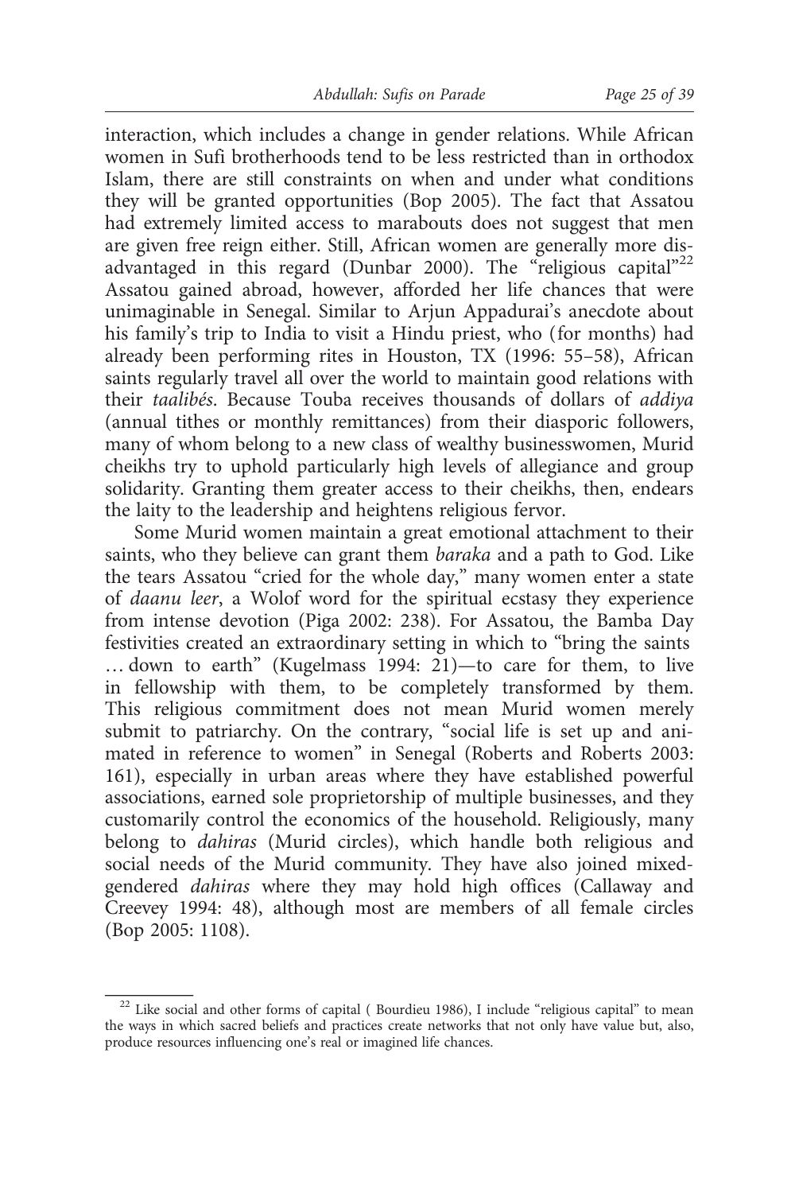interaction, which includes a change in gender relations. While African women in Sufi brotherhoods tend to be less restricted than in orthodox Islam, there are still constraints on when and under what conditions they will be granted opportunities (Bop 2005). The fact that Assatou had extremely limited access to marabouts does not suggest that men are given free reign either. Still, African women are generally more disadvantaged in this regard (Dunbar 2000). The "religious capital"[22] Assatou gained abroad, however, afforded her life chances that were unimaginable in Senegal. Similar to Arjun Appadurai's anecdote about his family's trip to India to visit a Hindu priest, who (for months) had already been performing rites in Houston, TX (1996: 55–58), African saints regularly travel all over the world to maintain good relations with their *taalibés*. Because Touba receives thousands of dollars of *addiya* (annual tithes or monthly remittances) from their diasporic followers, many of whom belong to a new class of wealthy businesswomen, Murid cheikhs try to uphold particularly high levels of allegiance and group solidarity. Granting them greater access to their cheikhs, then, endears the laity to the leadership and heightens religious fervor.

Some Murid women maintain a great emotional attachment to their saints, who they believe can grant them *baraka* and a path to God. Like the tears Assatou "cried for the whole day," many women enter a state of *daanu leer*, a Wolof word for the spiritual ecstasy they experience from intense devotion (Piga 2002: 238). For Assatou, the Bamba Day festivities created an extraordinary setting in which to "bring the saints … down to earth" (Kugelmass 1994: 21)—to care for them, to live in fellowship with them, to be completely transformed by them. This religious commitment does not mean Murid women merely submit to patriarchy. On the contrary, "social life is set up and animated in reference to women" in Senegal (Roberts and Roberts 2003: 161), especially in urban areas where they have established powerful associations, earned sole proprietorship of multiple businesses, and they customarily control the economics of the household. Religiously, many belong to *dahiras* (Murid circles), which handle both religious and social needs of the Murid community. They have also joined mixed-gendered *dahiras* where they may hold high offices (Callaway and Creevey 1994: 48), although most are members of all female circles (Bop 2005: 1108).

---

[22] Like social and other forms of capital ( Bourdieu 1986), I include "religious capital" to mean the ways in which sacred beliefs and practices create networks that not only have value but, also, produce resources influencing one's real or imagined life chances.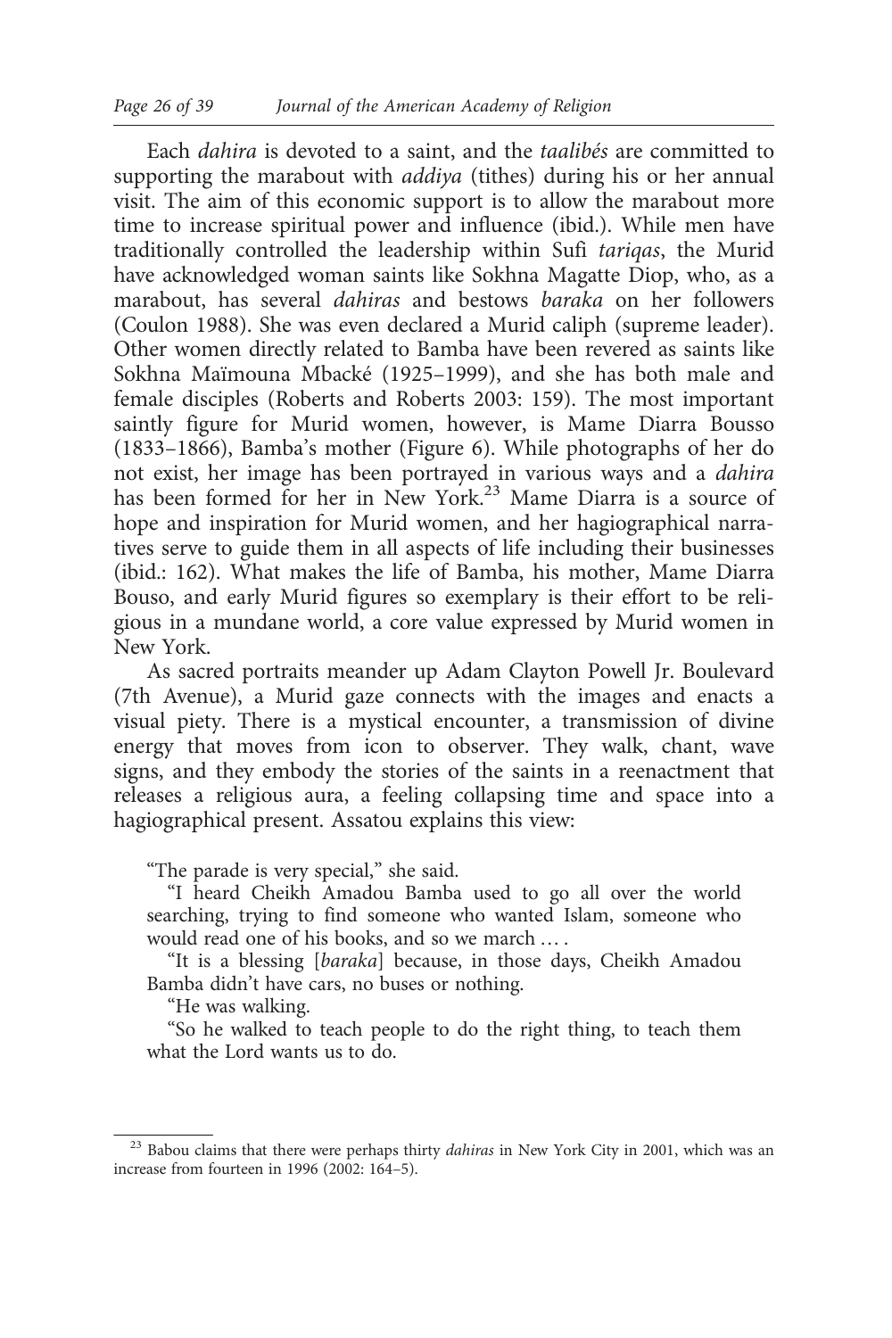Each *dahira* is devoted to a saint, and the *taalibés* are committed to supporting the marabout with *addiya* (tithes) during his or her annual visit. The aim of this economic support is to allow the marabout more time to increase spiritual power and influence (ibid.). While men have traditionally controlled the leadership within Sufi *tariqas*, the Murid have acknowledged woman saints like Sokhna Magatte Diop, who, as a marabout, has several *dahiras* and bestows *baraka* on her followers (Coulon 1988). She was even declared a Murid caliph (supreme leader). Other women directly related to Bamba have been revered as saints like Sokhna Maïmouna Mbacké (1925–1999), and she has both male and female disciples (Roberts and Roberts 2003: 159). The most important saintly figure for Murid women, however, is Mame Diarra Bousso (1833–1866), Bamba's mother (Figure 6). While photographs of her do not exist, her image has been portrayed in various ways and a *dahira* has been formed for her in New York.[23] Mame Diarra is a source of hope and inspiration for Murid women, and her hagiographical narratives serve to guide them in all aspects of life including their businesses (ibid.: 162). What makes the life of Bamba, his mother, Mame Diarra Bouso, and early Murid figures so exemplary is their effort to be religious in a mundane world, a core value expressed by Murid women in New York.

As sacred portraits meander up Adam Clayton Powell Jr. Boulevard (7th Avenue), a Murid gaze connects with the images and enacts a visual piety. There is a mystical encounter, a transmission of divine energy that moves from icon to observer. They walk, chant, wave signs, and they embody the stories of the saints in a reenactment that releases a religious aura, a feeling collapsing time and space into a hagiographical present. Assatou explains this view:

> "The parade is very special," she said.
>
> "I heard Cheikh Amadou Bamba used to go all over the world searching, trying to find someone who wanted Islam, someone who would read one of his books, and so we march … .
>
> "It is a blessing [*baraka*] because, in those days, Cheikh Amadou Bamba didn't have cars, no buses or nothing.
>
> "He was walking.
>
> "So he walked to teach people to do the right thing, to teach them what the Lord wants us to do.

[23] Babou claims that there were perhaps thirty *dahiras* in New York City in 2001, which was an increase from fourteen in 1996 (2002: 164–5).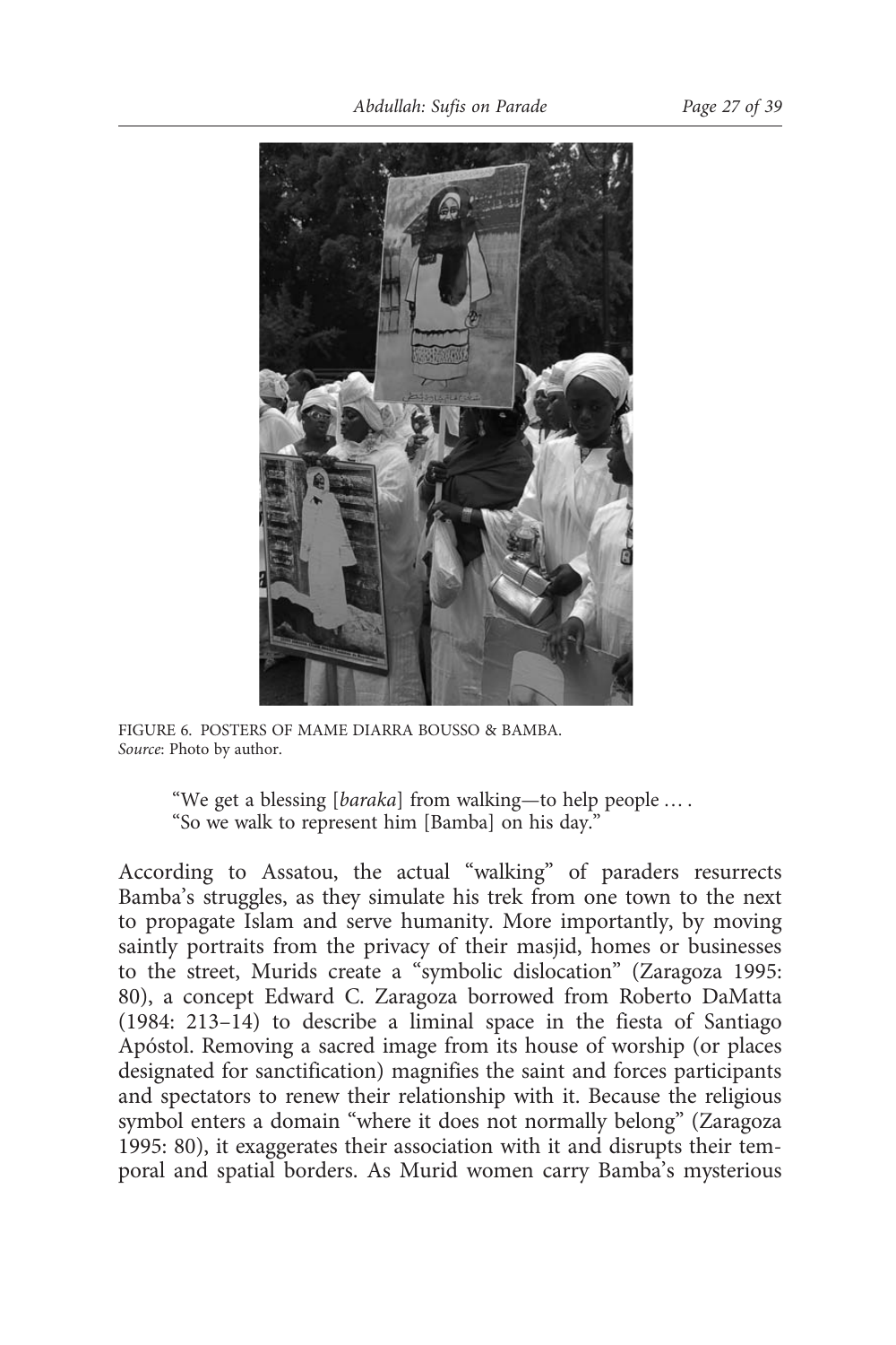FIGURE 6. POSTERS OF MAME DIARRA BOUSSO & BAMBA.
*Source*: Photo by author.

> "We get a blessing [*baraka*] from walking—to help people … .
> "So we walk to represent him [Bamba] on his day."

According to Assatou, the actual "walking" of paraders resurrects Bamba's struggles, as they simulate his trek from one town to the next to propagate Islam and serve humanity. More importantly, by moving saintly portraits from the privacy of their masjid, homes or businesses to the street, Murids create a "symbolic dislocation" (Zaragoza 1995: 80), a concept Edward C. Zaragoza borrowed from Roberto DaMatta (1984: 213–14) to describe a liminal space in the fiesta of Santiago Apóstol. Removing a sacred image from its house of worship (or places designated for sanctification) magnifies the saint and forces participants and spectators to renew their relationship with it. Because the religious symbol enters a domain "where it does not normally belong" (Zaragoza 1995: 80), it exaggerates their association with it and disrupts their temporal and spatial borders. As Murid women carry Bamba's mysterious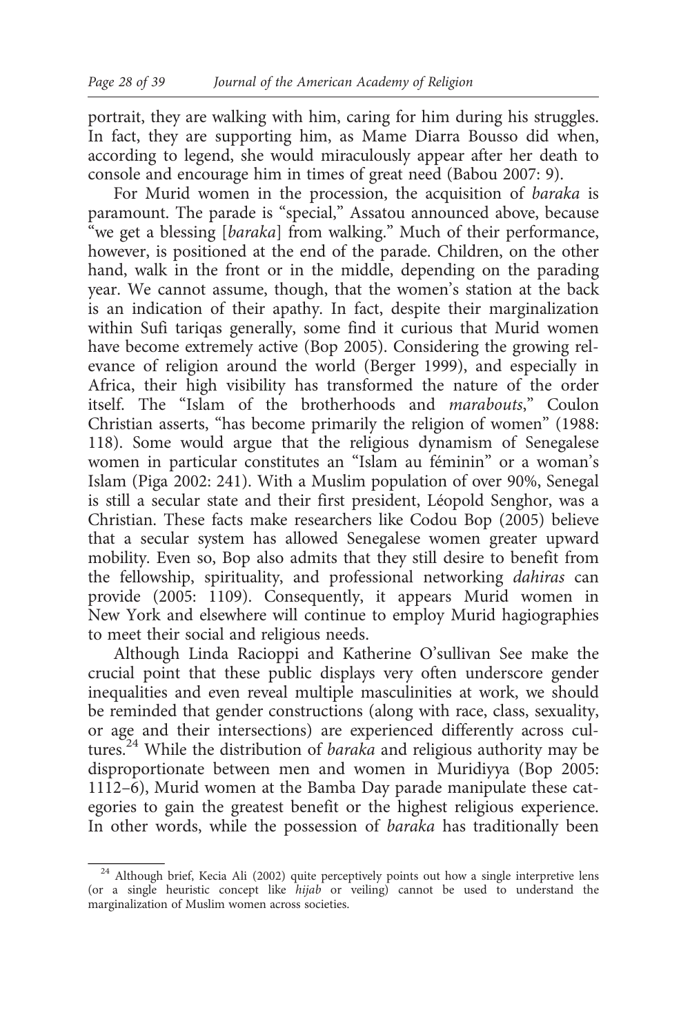portrait, they are walking with him, caring for him during his struggles. In fact, they are supporting him, as Mame Diarra Bousso did when, according to legend, she would miraculously appear after her death to console and encourage him in times of great need (Babou 2007: 9).

For Murid women in the procession, the acquisition of *baraka* is paramount. The parade is "special," Assatou announced above, because "we get a blessing [*baraka*] from walking." Much of their performance, however, is positioned at the end of the parade. Children, on the other hand, walk in the front or in the middle, depending on the parading year. We cannot assume, though, that the women's station at the back is an indication of their apathy. In fact, despite their marginalization within Sufi tariqas generally, some find it curious that Murid women have become extremely active (Bop 2005). Considering the growing relevance of religion around the world (Berger 1999), and especially in Africa, their high visibility has transformed the nature of the order itself. The "Islam of the brotherhoods and *marabouts*," Coulon Christian asserts, "has become primarily the religion of women" (1988: 118). Some would argue that the religious dynamism of Senegalese women in particular constitutes an "Islam au féminin" or a woman's Islam (Piga 2002: 241). With a Muslim population of over 90%, Senegal is still a secular state and their first president, Léopold Senghor, was a Christian. These facts make researchers like Codou Bop (2005) believe that a secular system has allowed Senegalese women greater upward mobility. Even so, Bop also admits that they still desire to benefit from the fellowship, spirituality, and professional networking *dahiras* can provide (2005: 1109). Consequently, it appears Murid women in New York and elsewhere will continue to employ Murid hagiographies to meet their social and religious needs.

Although Linda Racioppi and Katherine O'sullivan See make the crucial point that these public displays very often underscore gender inequalities and even reveal multiple masculinities at work, we should be reminded that gender constructions (along with race, class, sexuality, or age and their intersections) are experienced differently across cultures.[24] While the distribution of *baraka* and religious authority may be disproportionate between men and women in Muridiyya (Bop 2005: 1112–6), Murid women at the Bamba Day parade manipulate these categories to gain the greatest benefit or the highest religious experience. In other words, while the possession of *baraka* has traditionally been

[24] Although brief, Kecia Ali (2002) quite perceptively points out how a single interpretive lens (or a single heuristic concept like *hijab* or veiling) cannot be used to understand the marginalization of Muslim women across societies.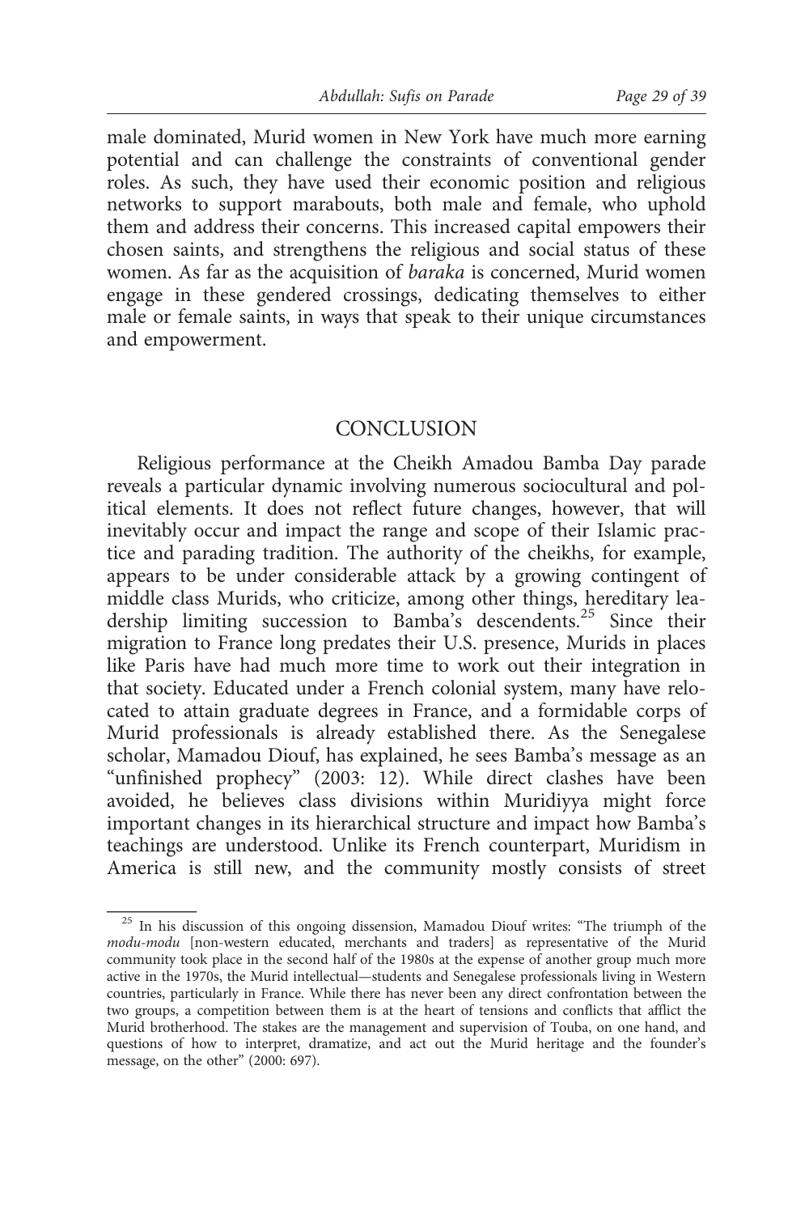male dominated, Murid women in New York have much more earning potential and can challenge the constraints of conventional gender roles. As such, they have used their economic position and religious networks to support marabouts, both male and female, who uphold them and address their concerns. This increased capital empowers their chosen saints, and strengthens the religious and social status of these women. As far as the acquisition of *baraka* is concerned, Murid women engage in these gendered crossings, dedicating themselves to either male or female saints, in ways that speak to their unique circumstances and empowerment.

## CONCLUSION

Religious performance at the Cheikh Amadou Bamba Day parade reveals a particular dynamic involving numerous sociocultural and political elements. It does not reflect future changes, however, that will inevitably occur and impact the range and scope of their Islamic practice and parading tradition. The authority of the cheikhs, for example, appears to be under considerable attack by a growing contingent of middle class Murids, who criticize, among other things, hereditary leadership limiting succession to Bamba's descendents.[25] Since their migration to France long predates their U.S. presence, Murids in places like Paris have had much more time to work out their integration in that society. Educated under a French colonial system, many have relocated to attain graduate degrees in France, and a formidable corps of Murid professionals is already established there. As the Senegalese scholar, Mamadou Diouf, has explained, he sees Bamba's message as an "unfinished prophecy" (2003: 12). While direct clashes have been avoided, he believes class divisions within Muridiyya might force important changes in its hierarchical structure and impact how Bamba's teachings are understood. Unlike its French counterpart, Muridism in America is still new, and the community mostly consists of street

[25] In his discussion of this ongoing dissension, Mamadou Diouf writes: "The triumph of the *modu-modu* [non-western educated, merchants and traders] as representative of the Murid community took place in the second half of the 1980s at the expense of another group much more active in the 1970s, the Murid intellectual—students and Senegalese professionals living in Western countries, particularly in France. While there has never been any direct confrontation between the two groups, a competition between them is at the heart of tensions and conflicts that afflict the Murid brotherhood. The stakes are the management and supervision of Touba, on one hand, and questions of how to interpret, dramatize, and act out the Murid heritage and the founder's message, on the other" (2000: 697).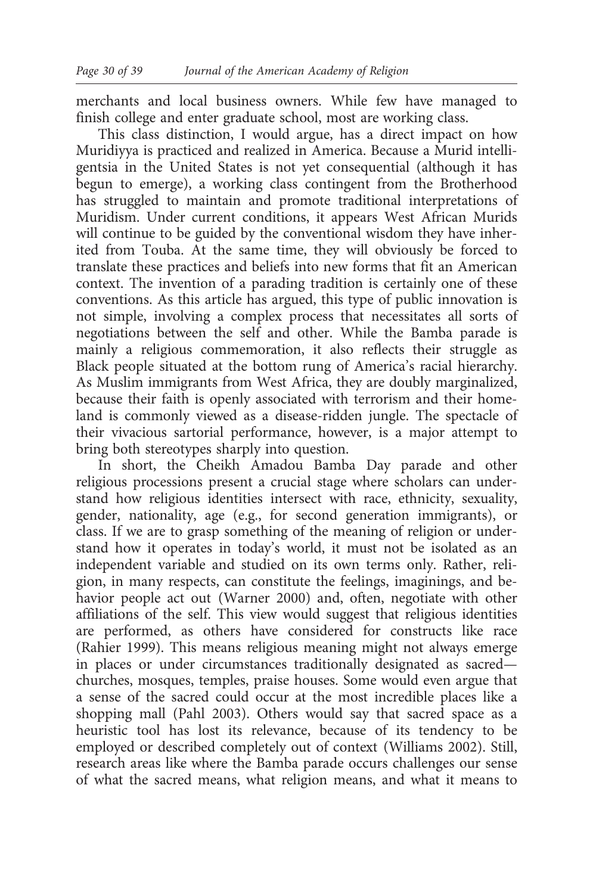merchants and local business owners. While few have managed to finish college and enter graduate school, most are working class.

This class distinction, I would argue, has a direct impact on how Muridiyya is practiced and realized in America. Because a Murid intelligentsia in the United States is not yet consequential (although it has begun to emerge), a working class contingent from the Brotherhood has struggled to maintain and promote traditional interpretations of Muridism. Under current conditions, it appears West African Murids will continue to be guided by the conventional wisdom they have inherited from Touba. At the same time, they will obviously be forced to translate these practices and beliefs into new forms that fit an American context. The invention of a parading tradition is certainly one of these conventions. As this article has argued, this type of public innovation is not simple, involving a complex process that necessitates all sorts of negotiations between the self and other. While the Bamba parade is mainly a religious commemoration, it also reflects their struggle as Black people situated at the bottom rung of America's racial hierarchy. As Muslim immigrants from West Africa, they are doubly marginalized, because their faith is openly associated with terrorism and their homeland is commonly viewed as a disease-ridden jungle. The spectacle of their vivacious sartorial performance, however, is a major attempt to bring both stereotypes sharply into question.

In short, the Cheikh Amadou Bamba Day parade and other religious processions present a crucial stage where scholars can understand how religious identities intersect with race, ethnicity, sexuality, gender, nationality, age (e.g., for second generation immigrants), or class. If we are to grasp something of the meaning of religion or understand how it operates in today's world, it must not be isolated as an independent variable and studied on its own terms only. Rather, religion, in many respects, can constitute the feelings, imaginings, and behavior people act out (Warner 2000) and, often, negotiate with other affiliations of the self. This view would suggest that religious identities are performed, as others have considered for constructs like race (Rahier 1999). This means religious meaning might not always emerge in places or under circumstances traditionally designated as sacred—churches, mosques, temples, praise houses. Some would even argue that a sense of the sacred could occur at the most incredible places like a shopping mall (Pahl 2003). Others would say that sacred space as a heuristic tool has lost its relevance, because of its tendency to be employed or described completely out of context (Williams 2002). Still, research areas like where the Bamba parade occurs challenges our sense of what the sacred means, what religion means, and what it means to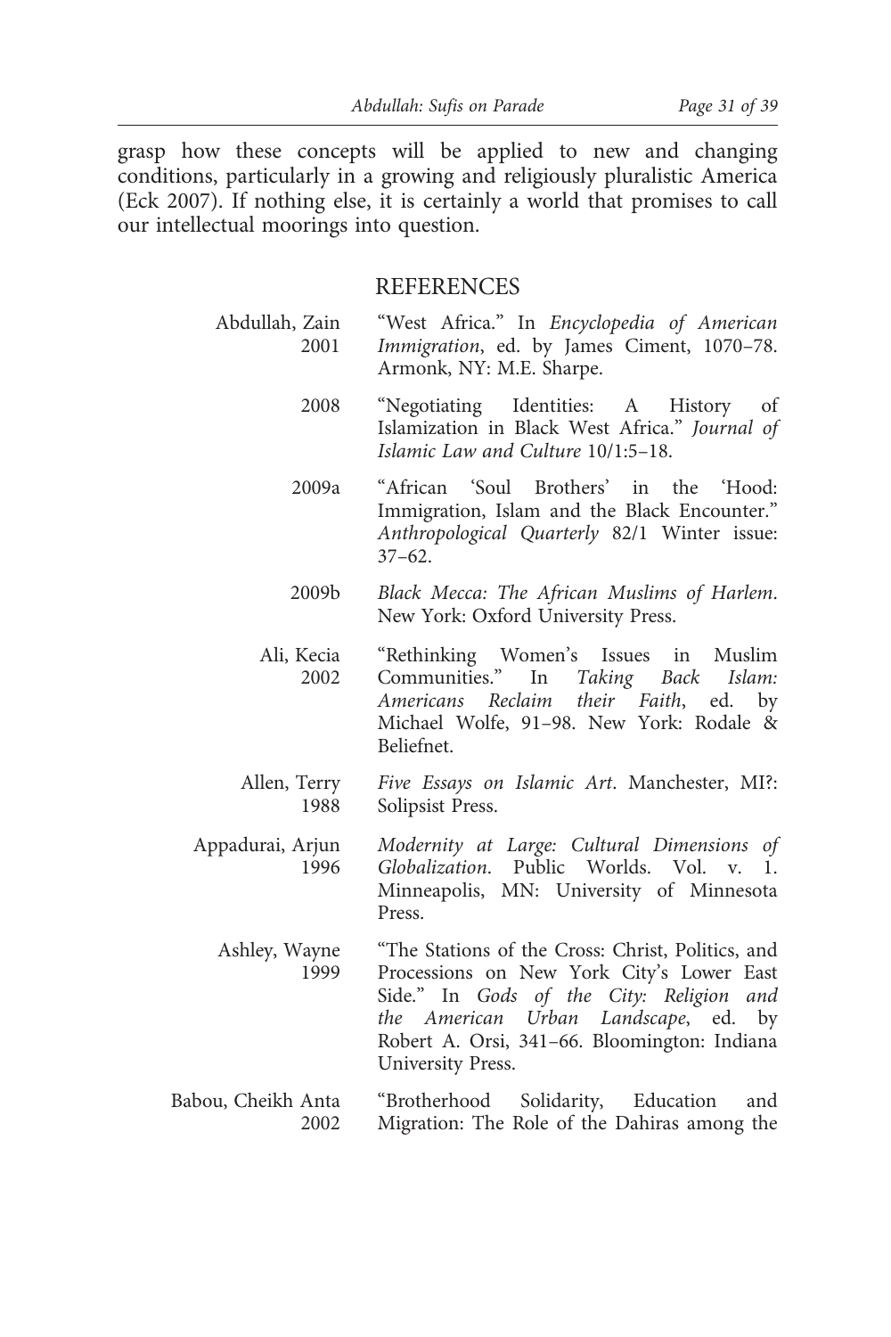grasp how these concepts will be applied to new and changing conditions, particularly in a growing and religiously pluralistic America (Eck 2007). If nothing else, it is certainly a world that promises to call our intellectual moorings into question.

## REFERENCES

Abdullah, Zain 2001 "West Africa." In *Encyclopedia of American Immigration*, ed. by James Ciment, 1070–78. Armonk, NY: M.E. Sharpe.

2008 "Negotiating Identities: A History of Islamization in Black West Africa." *Journal of Islamic Law and Culture* 10/1:5–18.

2009a "African 'Soul Brothers' in the 'Hood: Immigration, Islam and the Black Encounter." *Anthropological Quarterly* 82/1 Winter issue: 37–62.

2009b *Black Mecca: The African Muslims of Harlem*. New York: Oxford University Press.

Ali, Kecia 2002 "Rethinking Women's Issues in Muslim Communities." In *Taking Back Islam: Americans Reclaim their Faith*, ed. by Michael Wolfe, 91–98. New York: Rodale & Beliefnet.

Allen, Terry 1988 *Five Essays on Islamic Art*. Manchester, MI?: Solipsist Press.

Appadurai, Arjun 1996 *Modernity at Large: Cultural Dimensions of Globalization*. Public Worlds. Vol. v. 1. Minneapolis, MN: University of Minnesota Press.

Ashley, Wayne 1999 "The Stations of the Cross: Christ, Politics, and Processions on New York City's Lower East Side." In *Gods of the City: Religion and the American Urban Landscape*, ed. by Robert A. Orsi, 341–66. Bloomington: Indiana University Press.

Babou, Cheikh Anta 2002 "Brotherhood Solidarity, Education and Migration: The Role of the Dahiras among the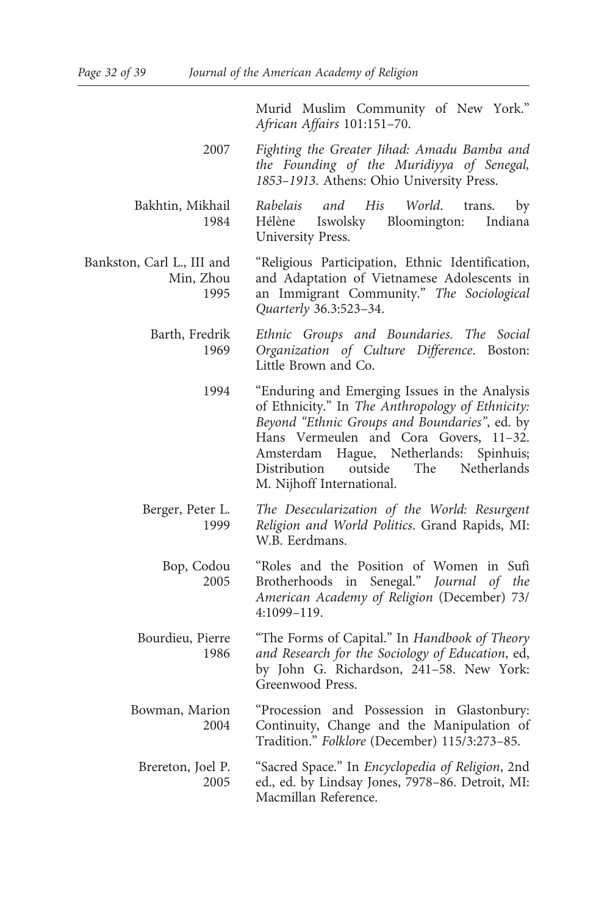Murid Muslim Community of New York." *African Affairs* 101:151–70.

2007 *Fighting the Greater Jihad: Amadu Bamba and the Founding of the Muridiyya of Senegal, 1853–1913*. Athens: Ohio University Press.

Bakhtin, Mikhail 1984 *Rabelais and His World*. trans. by Hélène Iswolsky Bloomington: Indiana University Press.

Bankston, Carl L., III and Min, Zhou 1995 "Religious Participation, Ethnic Identification, and Adaptation of Vietnamese Adolescents in an Immigrant Community." *The Sociological Quarterly* 36.3:523–34.

Barth, Fredrik 1969 *Ethnic Groups and Boundaries. The Social Organization of Culture Difference*. Boston: Little Brown and Co.

1994 "Enduring and Emerging Issues in the Analysis of Ethnicity." In *The Anthropology of Ethnicity: Beyond "Ethnic Groups and Boundaries"*, ed. by Hans Vermeulen and Cora Govers, 11–32. Amsterdam Hague, Netherlands: Spinhuis; Distribution outside The Netherlands M. Nijhoff International.

Berger, Peter L. 1999 *The Desecularization of the World: Resurgent Religion and World Politics*. Grand Rapids, MI: W.B. Eerdmans.

Bop, Codou 2005 "Roles and the Position of Women in Sufi Brotherhoods in Senegal." *Journal of the American Academy of Religion* (December) 73/4:1099–119.

Bourdieu, Pierre 1986 "The Forms of Capital." In *Handbook of Theory and Research for the Sociology of Education*, ed, by John G. Richardson, 241–58. New York: Greenwood Press.

Bowman, Marion 2004 "Procession and Possession in Glastonbury: Continuity, Change and the Manipulation of Tradition." *Folklore* (December) 115/3:273–85.

Brereton, Joel P. 2005 "Sacred Space." In *Encyclopedia of Religion*, 2nd ed., ed. by Lindsay Jones, 7978–86. Detroit, MI: Macmillan Reference.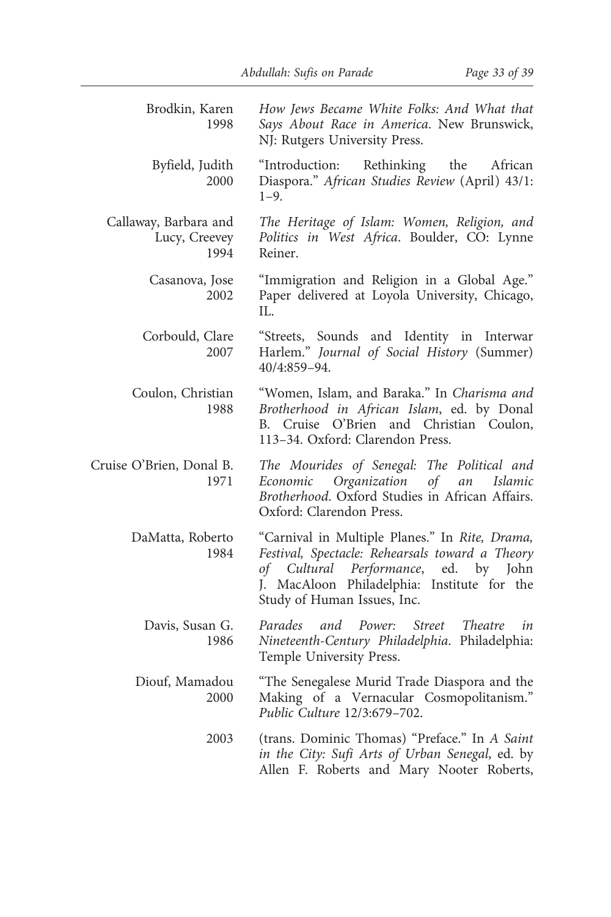Brodkin, Karen 1998 — *How Jews Became White Folks: And What that Says About Race in America*. New Brunswick, NJ: Rutgers University Press.

Byfield, Judith 2000 — "Introduction: Rethinking the African Diaspora." *African Studies Review* (April) 43/1: 1–9.

Callaway, Barbara and Lucy, Creevey 1994 — *The Heritage of Islam: Women, Religion, and Politics in West Africa*. Boulder, CO: Lynne Reiner.

Casanova, Jose 2002 — "Immigration and Religion in a Global Age." Paper delivered at Loyola University, Chicago, IL.

Corbould, Clare 2007 — "Streets, Sounds and Identity in Interwar Harlem." *Journal of Social History* (Summer) 40/4:859–94.

Coulon, Christian 1988 — "Women, Islam, and Baraka." In *Charisma and Brotherhood in African Islam*, ed. by Donal B. Cruise O'Brien and Christian Coulon, 113–34. Oxford: Clarendon Press.

Cruise O'Brien, Donal B. 1971 — *The Mourides of Senegal: The Political and Economic Organization of an Islamic Brotherhood*. Oxford Studies in African Affairs. Oxford: Clarendon Press.

DaMatta, Roberto 1984 — "Carnival in Multiple Planes." In *Rite, Drama, Festival, Spectacle: Rehearsals toward a Theory of Cultural Performance*, ed. by John J. MacAloon Philadelphia: Institute for the Study of Human Issues, Inc.

Davis, Susan G. 1986 — *Parades and Power: Street Theatre in Nineteenth-Century Philadelphia*. Philadelphia: Temple University Press.

Diouf, Mamadou 2000 — "The Senegalese Murid Trade Diaspora and the Making of a Vernacular Cosmopolitanism." *Public Culture* 12/3:679–702.

2003 — (trans. Dominic Thomas) "Preface." In *A Saint in the City: Sufi Arts of Urban Senegal*, ed. by Allen F. Roberts and Mary Nooter Roberts,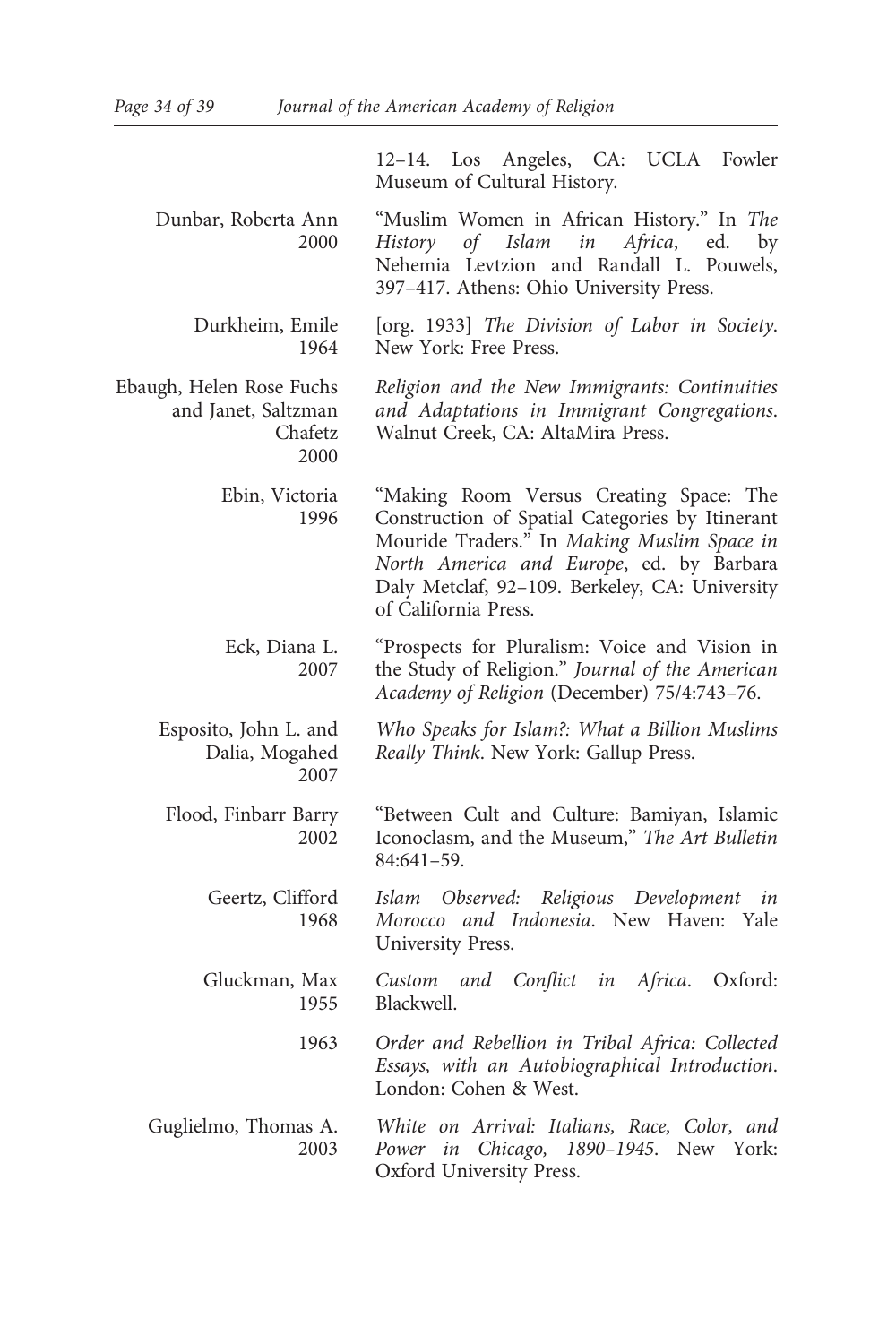12–14. Los Angeles, CA: UCLA Fowler Museum of Cultural History.

Dunbar, Roberta Ann 2000 — "Muslim Women in African History." In *The History of Islam in Africa*, ed. by Nehemia Levtzion and Randall L. Pouwels, 397–417. Athens: Ohio University Press.

Durkheim, Emile 1964 — [org. 1933] *The Division of Labor in Society*. New York: Free Press.

Ebaugh, Helen Rose Fuchs and Janet, Saltzman Chafetz 2000 — *Religion and the New Immigrants: Continuities and Adaptations in Immigrant Congregations*. Walnut Creek, CA: AltaMira Press.

Ebin, Victoria 1996 — "Making Room Versus Creating Space: The Construction of Spatial Categories by Itinerant Mouride Traders." In *Making Muslim Space in North America and Europe*, ed. by Barbara Daly Metclaf, 92–109. Berkeley, CA: University of California Press.

Eck, Diana L. 2007 — "Prospects for Pluralism: Voice and Vision in the Study of Religion." *Journal of the American Academy of Religion* (December) 75/4:743–76.

Esposito, John L. and Dalia, Mogahed 2007 — *Who Speaks for Islam?: What a Billion Muslims Really Think*. New York: Gallup Press.

Flood, Finbarr Barry 2002 — "Between Cult and Culture: Bamiyan, Islamic Iconoclasm, and the Museum," *The Art Bulletin* 84:641–59.

Geertz, Clifford 1968 — *Islam Observed: Religious Development in Morocco and Indonesia*. New Haven: Yale University Press.

Gluckman, Max 1955 — *Custom and Conflict in Africa*. Oxford: Blackwell.

1963 — *Order and Rebellion in Tribal Africa: Collected Essays, with an Autobiographical Introduction*. London: Cohen & West.

Guglielmo, Thomas A. 2003 — *White on Arrival: Italians, Race, Color, and Power in Chicago, 1890–1945*. New York: Oxford University Press.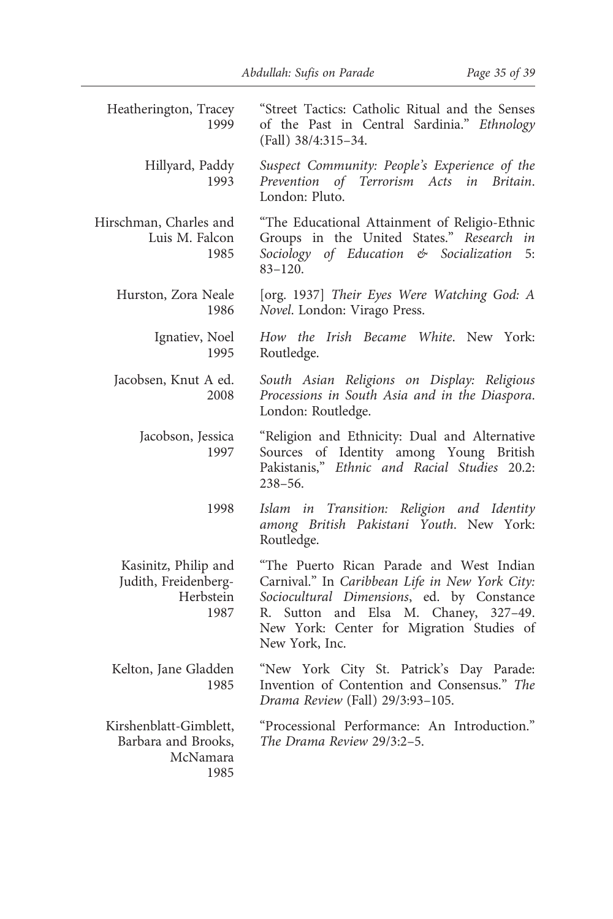Heatherington, Tracey 1999 "Street Tactics: Catholic Ritual and the Senses of the Past in Central Sardinia." *Ethnology* (Fall) 38/4:315–34.

Hillyard, Paddy 1993 *Suspect Community: People's Experience of the Prevention of Terrorism Acts in Britain*. London: Pluto.

Hirschman, Charles and Luis M. Falcon 1985 "The Educational Attainment of Religio-Ethnic Groups in the United States." *Research in Sociology of Education & Socialization* 5: 83–120.

Hurston, Zora Neale 1986 [org. 1937] *Their Eyes Were Watching God: A Novel*. London: Virago Press.

Ignatiev, Noel 1995 *How the Irish Became White*. New York: Routledge.

Jacobsen, Knut A ed. 2008 *South Asian Religions on Display: Religious Processions in South Asia and in the Diaspora*. London: Routledge.

Jacobson, Jessica 1997 "Religion and Ethnicity: Dual and Alternative Sources of Identity among Young British Pakistanis," *Ethnic and Racial Studies* 20.2: 238–56.

1998 *Islam in Transition: Religion and Identity among British Pakistani Youth*. New York: Routledge.

Kasinitz, Philip and Judith, Freidenberg-Herbstein 1987 "The Puerto Rican Parade and West Indian Carnival." In *Caribbean Life in New York City: Sociocultural Dimensions*, ed. by Constance R. Sutton and Elsa M. Chaney, 327–49. New York: Center for Migration Studies of New York, Inc.

Kelton, Jane Gladden 1985 "New York City St. Patrick's Day Parade: Invention of Contention and Consensus." *The Drama Review* (Fall) 29/3:93–105.

Kirshenblatt-Gimblett, Barbara and Brooks, McNamara 1985 "Processional Performance: An Introduction." *The Drama Review* 29/3:2–5.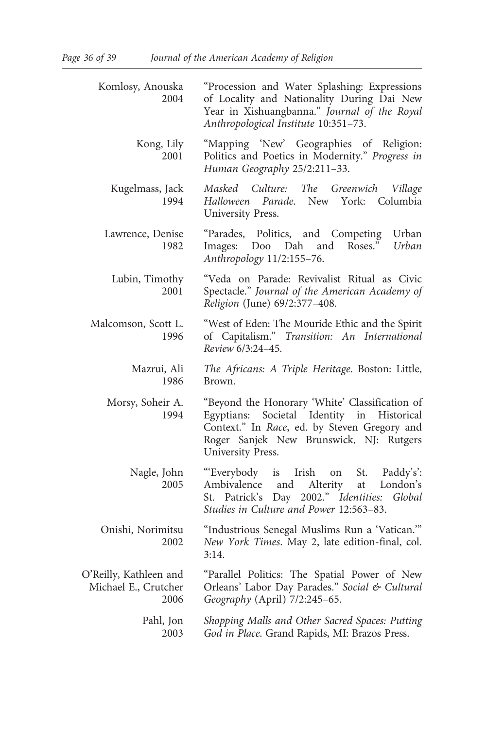Komlosy, Anouska 2004 — "Procession and Water Splashing: Expressions of Locality and Nationality During Dai New Year in Xishuangbanna." *Journal of the Royal Anthropological Institute* 10:351–73.

Kong, Lily 2001 — "Mapping 'New' Geographies of Religion: Politics and Poetics in Modernity." *Progress in Human Geography* 25/2:211–33.

Kugelmass, Jack 1994 — *Masked Culture: The Greenwich Village Halloween Parade*. New York: Columbia University Press.

Lawrence, Denise 1982 — "Parades, Politics, and Competing Urban Images: Doo Dah and Roses." *Urban Anthropology* 11/2:155–76.

Lubin, Timothy 2001 — "Veda on Parade: Revivalist Ritual as Civic Spectacle." *Journal of the American Academy of Religion* (June) 69/2:377–408.

Malcomson, Scott L. 1996 — "West of Eden: The Mouride Ethic and the Spirit of Capitalism." *Transition: An International Review* 6/3:24–45.

Mazrui, Ali 1986 — *The Africans: A Triple Heritage*. Boston: Little, Brown.

Morsy, Soheir A. 1994 — "Beyond the Honorary 'White' Classification of Egyptians: Societal Identity in Historical Context." In *Race*, ed. by Steven Gregory and Roger Sanjek New Brunswick, NJ: Rutgers University Press.

Nagle, John 2005 — "'Everybody is Irish on St. Paddy's': Ambivalence and Alterity at London's St. Patrick's Day 2002." *Identities: Global Studies in Culture and Power* 12:563–83.

Onishi, Norimitsu 2002 — "Industrious Senegal Muslims Run a 'Vatican.'" *New York Times*. May 2, late edition-final, col. 3:14.

O'Reilly, Kathleen and Michael E., Crutcher 2006 — "Parallel Politics: The Spatial Power of New Orleans' Labor Day Parades." *Social & Cultural Geography* (April) 7/2:245–65.

Pahl, Jon 2003 — *Shopping Malls and Other Sacred Spaces: Putting God in Place*. Grand Rapids, MI: Brazos Press.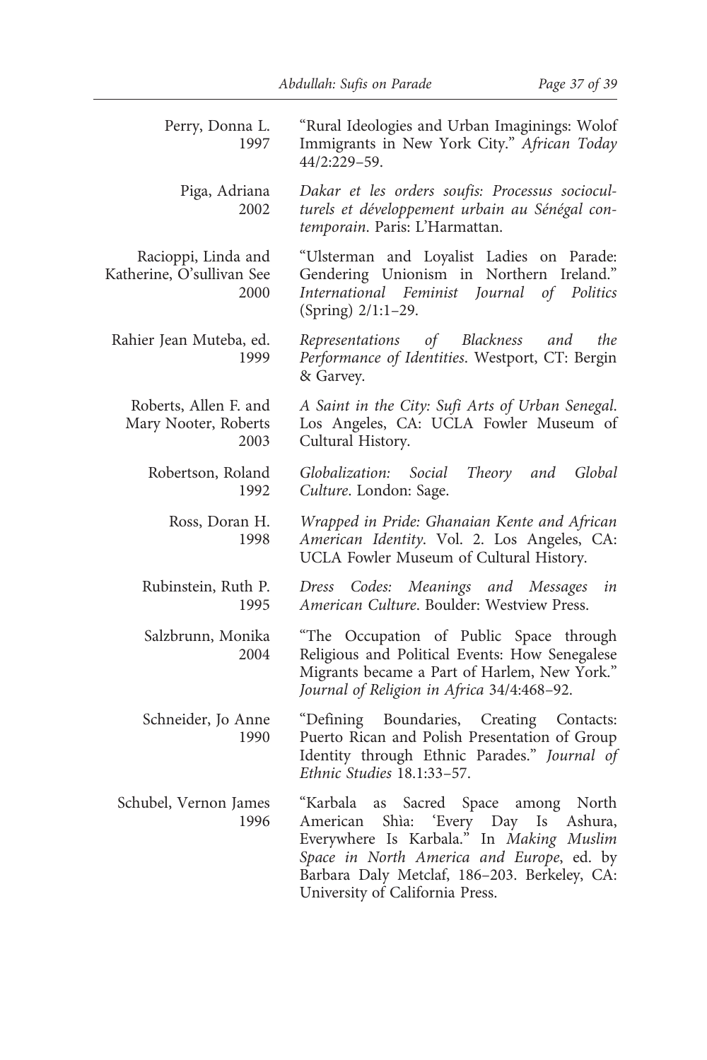Perry, Donna L. 1997 "Rural Ideologies and Urban Imaginings: Wolof Immigrants in New York City." *African Today* 44/2:229–59.

Piga, Adriana 2002 *Dakar et les orders soufis: Processus socioculturels et développement urbain au Sénégal contemporain*. Paris: L'Harmattan.

Racioppi, Linda and Katherine, O'sullivan See 2000 "Ulsterman and Loyalist Ladies on Parade: Gendering Unionism in Northern Ireland." *International Feminist Journal of Politics* (Spring) 2/1:1–29.

Rahier Jean Muteba, ed. 1999 *Representations of Blackness and the Performance of Identities*. Westport, CT: Bergin & Garvey.

Roberts, Allen F. and Mary Nooter, Roberts 2003 *A Saint in the City: Sufi Arts of Urban Senegal*. Los Angeles, CA: UCLA Fowler Museum of Cultural History.

Robertson, Roland 1992 *Globalization: Social Theory and Global Culture*. London: Sage.

Ross, Doran H. 1998 *Wrapped in Pride: Ghanaian Kente and African American Identity*. Vol. 2. Los Angeles, CA: UCLA Fowler Museum of Cultural History.

Rubinstein, Ruth P. 1995 *Dress Codes: Meanings and Messages in American Culture*. Boulder: Westview Press.

Salzbrunn, Monika 2004 "The Occupation of Public Space through Religious and Political Events: How Senegalese Migrants became a Part of Harlem, New York." *Journal of Religion in Africa* 34/4:468–92.

Schneider, Jo Anne 1990 "Defining Boundaries, Creating Contacts: Puerto Rican and Polish Presentation of Group Identity through Ethnic Parades." *Journal of Ethnic Studies* 18.1:33–57.

Schubel, Vernon James 1996 "Karbala as Sacred Space among North American Shìa: 'Every Day Is Ashura, Everywhere Is Karbala." In *Making Muslim Space in North America and Europe*, ed. by Barbara Daly Metclaf, 186–203. Berkeley, CA: University of California Press.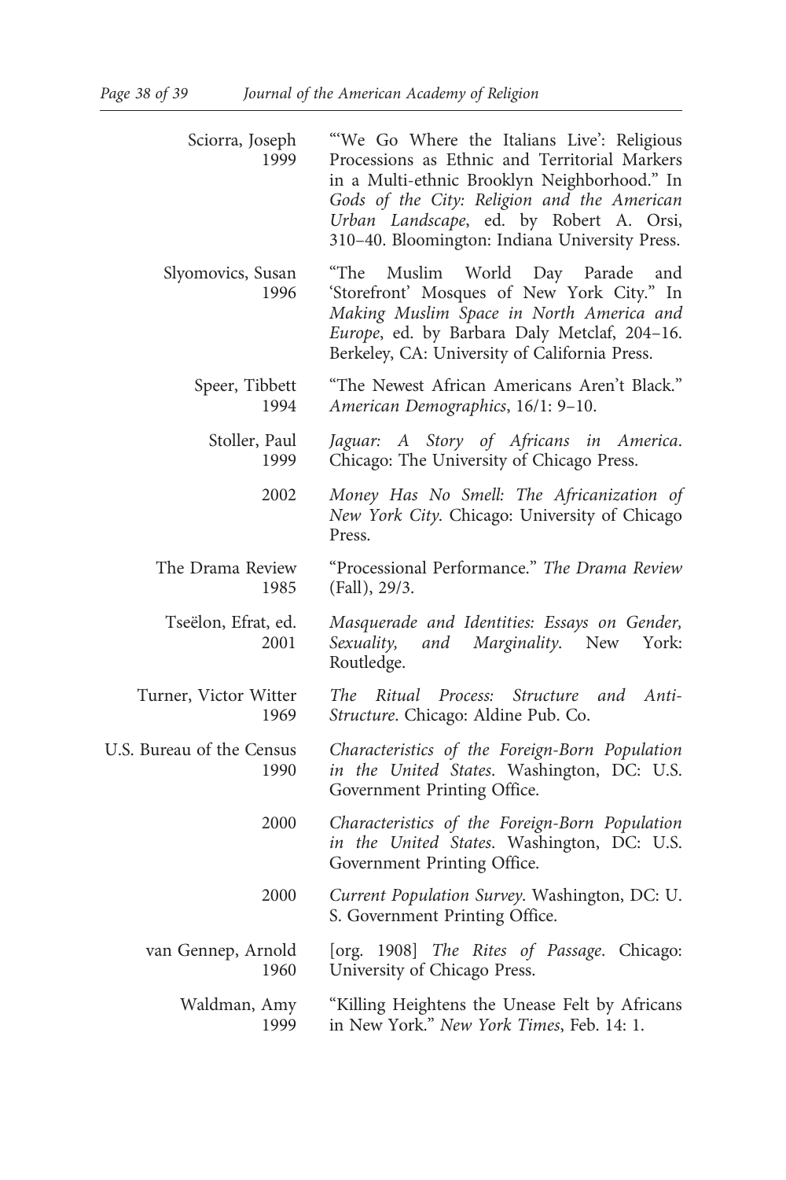Sciorra, Joseph 1999 "'We Go Where the Italians Live': Religious Processions as Ethnic and Territorial Markers in a Multi-ethnic Brooklyn Neighborhood." In *Gods of the City: Religion and the American Urban Landscape*, ed. by Robert A. Orsi, 310–40. Bloomington: Indiana University Press.

Slyomovics, Susan 1996 "The Muslim World Day Parade and 'Storefront' Mosques of New York City." In *Making Muslim Space in North America and Europe*, ed. by Barbara Daly Metclaf, 204–16. Berkeley, CA: University of California Press.

Speer, Tibbett 1994 "The Newest African Americans Aren't Black." *American Demographics*, 16/1: 9–10.

Stoller, Paul 1999 *Jaguar: A Story of Africans in America*. Chicago: The University of Chicago Press.

2002 *Money Has No Smell: The Africanization of New York City*. Chicago: University of Chicago Press.

The Drama Review 1985 "Processional Performance." *The Drama Review* (Fall), 29/3.

Tseëlon, Efrat, ed. 2001 *Masquerade and Identities: Essays on Gender, Sexuality, and Marginality*. New York: Routledge.

Turner, Victor Witter 1969 *The Ritual Process: Structure and Anti-Structure*. Chicago: Aldine Pub. Co.

U.S. Bureau of the Census 1990 *Characteristics of the Foreign-Born Population in the United States*. Washington, DC: U.S. Government Printing Office.

2000 *Characteristics of the Foreign-Born Population in the United States*. Washington, DC: U.S. Government Printing Office.

2000 *Current Population Survey*. Washington, DC: U. S. Government Printing Office.

van Gennep, Arnold 1960 [org. 1908] *The Rites of Passage*. Chicago: University of Chicago Press.

Waldman, Amy 1999 "Killing Heightens the Unease Felt by Africans in New York." *New York Times*, Feb. 14: 1.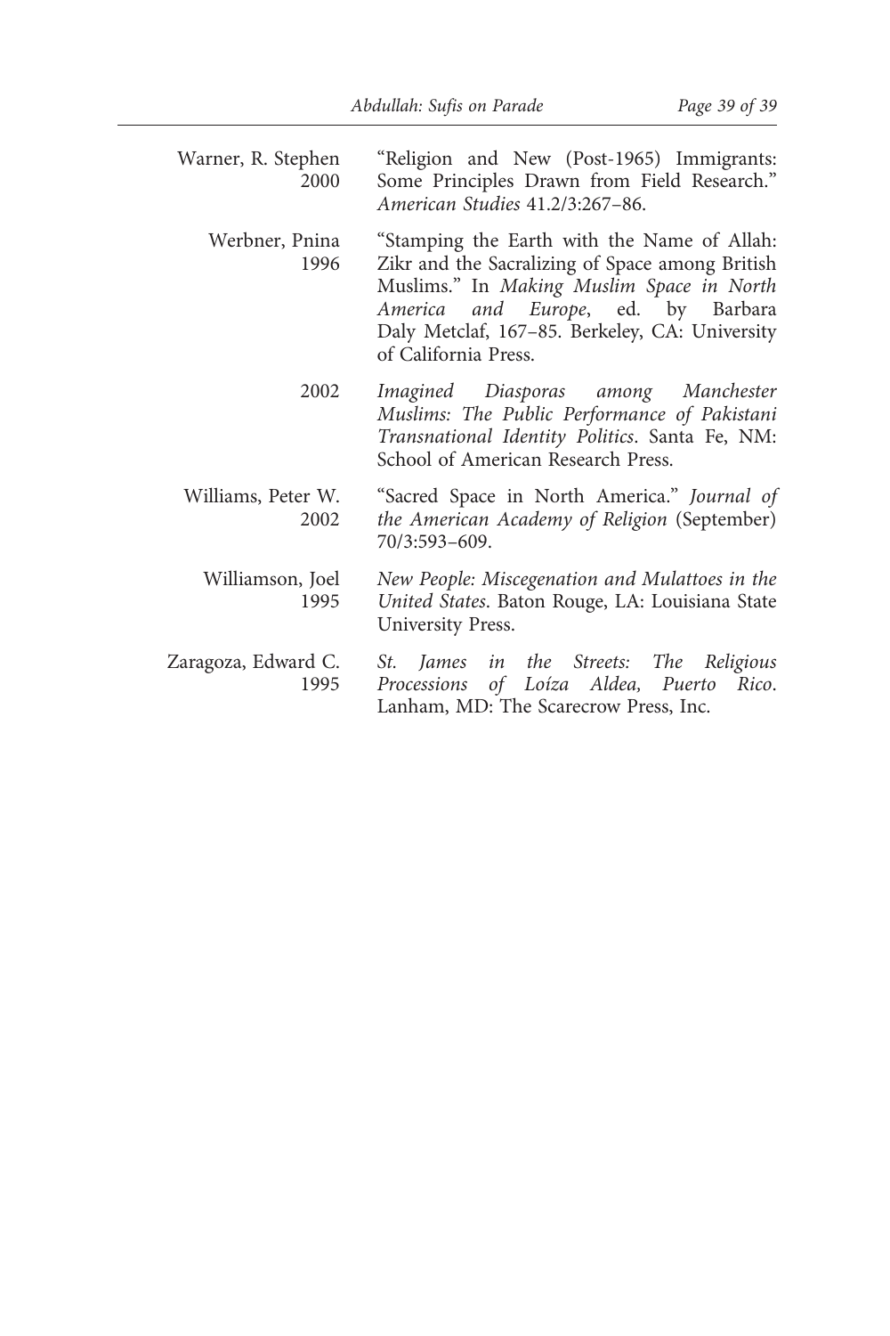Warner, R. Stephen 2000 "Religion and New (Post-1965) Immigrants: Some Principles Drawn from Field Research." *American Studies* 41.2/3:267–86.

Werbner, Pnina 1996 "Stamping the Earth with the Name of Allah: Zikr and the Sacralizing of Space among British Muslims." In *Making Muslim Space in North America and Europe*, ed. by Barbara Daly Metclaf, 167–85. Berkeley, CA: University of California Press.

2002 *Imagined Diasporas among Manchester Muslims: The Public Performance of Pakistani Transnational Identity Politics*. Santa Fe, NM: School of American Research Press.

Williams, Peter W. 2002 "Sacred Space in North America." *Journal of the American Academy of Religion* (September) 70/3:593–609.

Williamson, Joel 1995 *New People: Miscegenation and Mulattoes in the United States*. Baton Rouge, LA: Louisiana State University Press.

Zaragoza, Edward C. 1995 *St. James in the Streets: The Religious Processions of Loíza Aldea, Puerto Rico*. Lanham, MD: The Scarecrow Press, Inc.